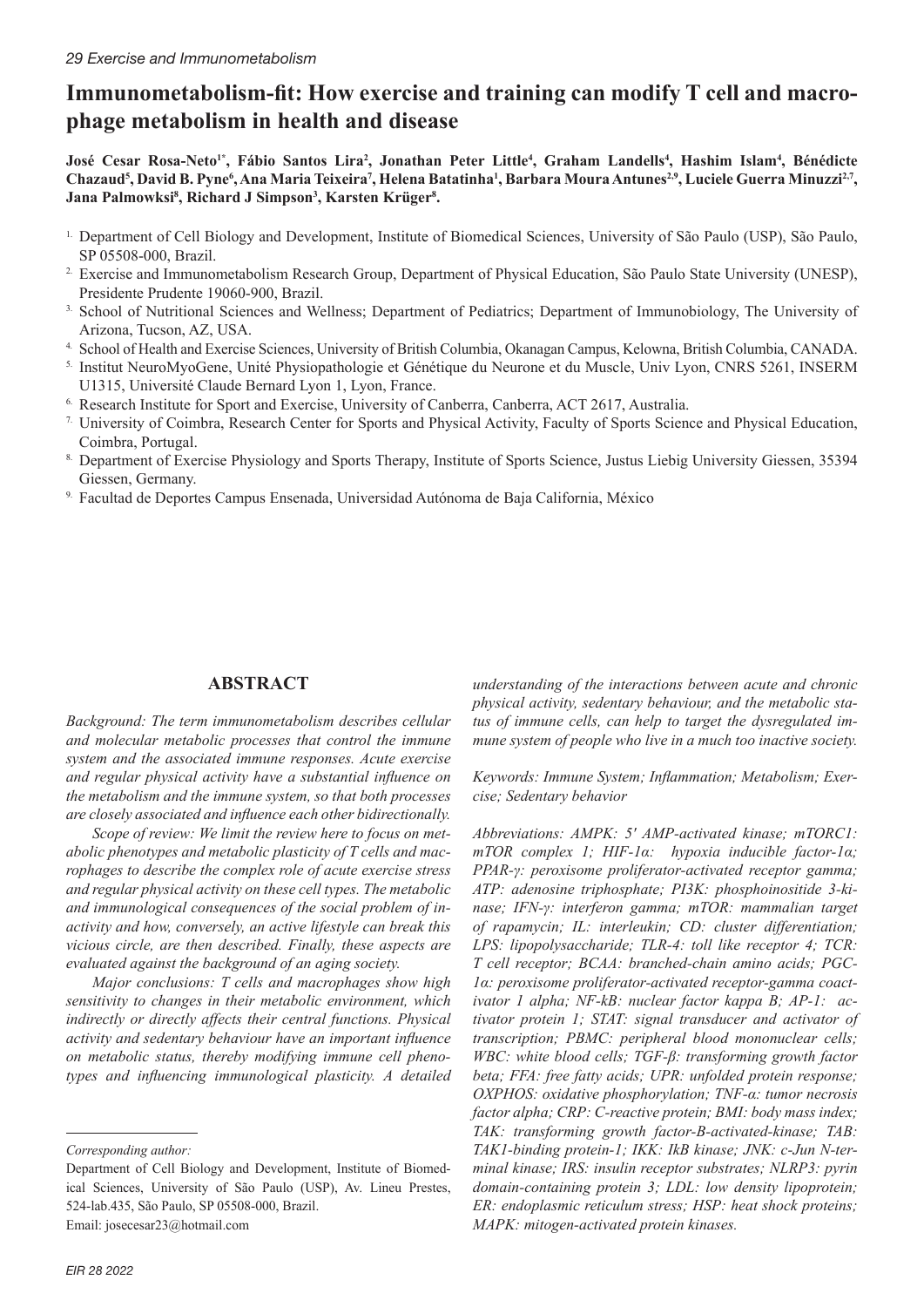29 Exercise and Immunometabolism

# Immunometabolism-fit: How exercise and training can modify T cell and macrophage metabolism in health and disease

**José Cesar Rosa-Neto[1*], Fábio Santos Lira[2], Jonathan Peter Little[4], Graham Landells[4], Hashim Islam[4], Bénédicte Chazaud[5], David B. Pyne[6], Ana Maria Teixeira[7], Helena Batatinha[1], Barbara Moura Antunes[2,9], Luciele Guerra Minuzzi[2,7], Jana Palmowksi[8], Richard J Simpson[3], Karsten Krüger[8].**

1. Department of Cell Biology and Development, Institute of Biomedical Sciences, University of São Paulo (USP), São Paulo, SP 05508-000, Brazil.
2. Exercise and Immunometabolism Research Group, Department of Physical Education, São Paulo State University (UNESP), Presidente Prudente 19060-900, Brazil.
3. School of Nutritional Sciences and Wellness; Department of Pediatrics; Department of Immunobiology, The University of Arizona, Tucson, AZ, USA.
4. School of Health and Exercise Sciences, University of British Columbia, Okanagan Campus, Kelowna, British Columbia, CANADA.
5. Institut NeuroMyoGene, Unité Physiopathologie et Génétique du Neurone et du Muscle, Univ Lyon, CNRS 5261, INSERM U1315, Université Claude Bernard Lyon 1, Lyon, France.
6. Research Institute for Sport and Exercise, University of Canberra, Canberra, ACT 2617, Australia.
7. University of Coimbra, Research Center for Sports and Physical Activity, Faculty of Sports Science and Physical Education, Coimbra, Portugal.
8. Department of Exercise Physiology and Sports Therapy, Institute of Sports Science, Justus Liebig University Giessen, 35394 Giessen, Germany.
9. Facultad de Deportes Campus Ensenada, Universidad Autónoma de Baja California, México

## ABSTRACT

*Background: The term immunometabolism describes cellular and molecular metabolic processes that control the immune system and the associated immune responses. Acute exercise and regular physical activity have a substantial influence on the metabolism and the immune system, so that both processes are closely associated and influence each other bidirectionally.*

*Scope of review: We limit the review here to focus on metabolic phenotypes and metabolic plasticity of T cells and macrophages to describe the complex role of acute exercise stress and regular physical activity on these cell types. The metabolic and immunological consequences of the social problem of inactivity and how, conversely, an active lifestyle can break this vicious circle, are then described. Finally, these aspects are evaluated against the background of an aging society.*

*Major conclusions: T cells and macrophages show high sensitivity to changes in their metabolic environment, which indirectly or directly affects their central functions. Physical activity and sedentary behaviour have an important influence on metabolic status, thereby modifying immune cell phenotypes and influencing immunological plasticity. A detailed understanding of the interactions between acute and chronic physical activity, sedentary behaviour, and the metabolic status of immune cells, can help to target the dysregulated immune system of people who live in a much too inactive society.*

*Keywords: Immune System; Inflammation; Metabolism; Exercise; Sedentary behavior*

*Abbreviations: AMPK: 5′ AMP-activated kinase; mTORC1: mTOR complex 1; HIF-1α: hypoxia inducible factor-1α; PPAR-γ: peroxisome proliferator-activated receptor gamma; ATP: adenosine triphosphate; PI3K: phosphoinositide 3-kinase; IFN-γ: interferon gamma; mTOR: mammalian target of rapamycin; IL: interleukin; CD: cluster differentiation; LPS: lipopolysaccharide; TLR-4: toll like receptor 4; TCR: T cell receptor; BCAA: branched-chain amino acids; PGC-1α: peroxisome proliferator-activated receptor-gamma coactivator 1 alpha; NF-kB: nuclear factor kappa B; AP-1: activator protein 1; STAT: signal transducer and activator of transcription; PBMC: peripheral blood mononuclear cells; WBC: white blood cells; TGF-β: transforming growth factor beta; FFA: free fatty acids; UPR: unfolded protein response; OXPHOS: oxidative phosphorylation; TNF-α: tumor necrosis factor alpha; CRP: C-reactive protein; BMI: body mass index; TAK: transforming growth factor-B-activated-kinase; TAB: TAK1-binding protein-1; IKK: IkB kinase; JNK: c-Jun N-terminal kinase; IRS: insulin receptor substrates; NLRP3: pyrin domain-containing protein 3; LDL: low density lipoprotein; ER: endoplasmic reticulum stress; HSP: heat shock proteins; MAPK: mitogen-activated protein kinases.*

*Corresponding author:*

Department of Cell Biology and Development, Institute of Biomedical Sciences, University of São Paulo (USP), Av. Lineu Prestes, 524-lab.435, São Paulo, SP 05508-000, Brazil.
Email: josecesar23@hotmail.com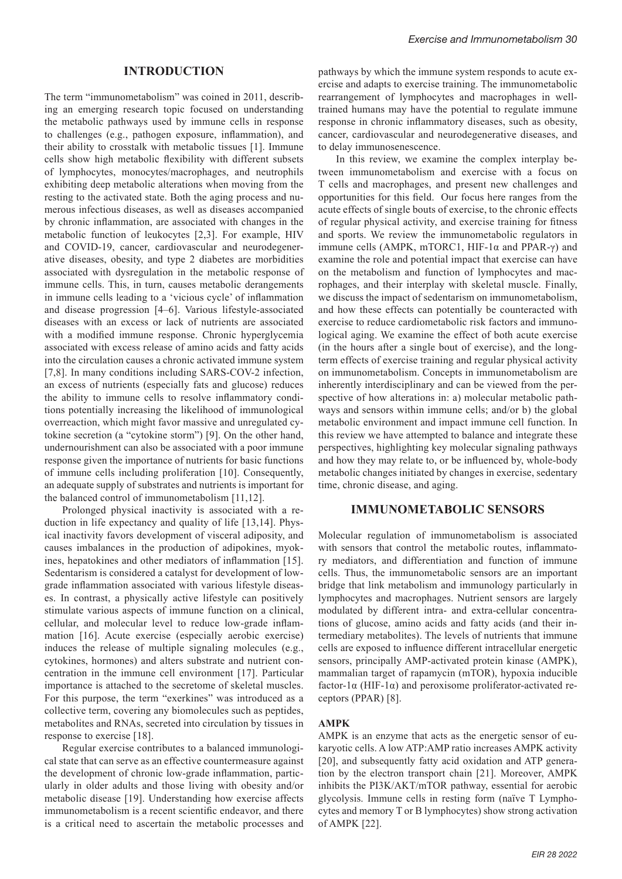## INTRODUCTION

The term "immunometabolism" was coined in 2011, describing an emerging research topic focused on understanding the metabolic pathways used by immune cells in response to challenges (e.g., pathogen exposure, inflammation), and their ability to crosstalk with metabolic tissues [1]. Immune cells show high metabolic flexibility with different subsets of lymphocytes, monocytes/macrophages, and neutrophils exhibiting deep metabolic alterations when moving from the resting to the activated state. Both the aging process and numerous infectious diseases, as well as diseases accompanied by chronic inflammation, are associated with changes in the metabolic function of leukocytes [2,3]. For example, HIV and COVID-19, cancer, cardiovascular and neurodegenerative diseases, obesity, and type 2 diabetes are morbidities associated with dysregulation in the metabolic response of immune cells. This, in turn, causes metabolic derangements in immune cells leading to a 'vicious cycle' of inflammation and disease progression [4–6]. Various lifestyle-associated diseases with an excess or lack of nutrients are associated with a modified immune response. Chronic hyperglycemia associated with excess release of amino acids and fatty acids into the circulation causes a chronic activated immune system [7,8]. In many conditions including SARS-COV-2 infection, an excess of nutrients (especially fats and glucose) reduces the ability to immune cells to resolve inflammatory conditions potentially increasing the likelihood of immunological overreaction, which might favor massive and unregulated cytokine secretion (a "cytokine storm") [9]. On the other hand, undernourishment can also be associated with a poor immune response given the importance of nutrients for basic functions of immune cells including proliferation [10]. Consequently, an adequate supply of substrates and nutrients is important for the balanced control of immunometabolism [11,12].

Prolonged physical inactivity is associated with a reduction in life expectancy and quality of life [13,14]. Physical inactivity favors development of visceral adiposity, and causes imbalances in the production of adipokines, myokines, hepatokines and other mediators of inflammation [15]. Sedentarism is considered a catalyst for development of low-grade inflammation associated with various lifestyle diseases. In contrast, a physically active lifestyle can positively stimulate various aspects of immune function on a clinical, cellular, and molecular level to reduce low-grade inflammation [16]. Acute exercise (especially aerobic exercise) induces the release of multiple signaling molecules (e.g., cytokines, hormones) and alters substrate and nutrient concentration in the immune cell environment [17]. Particular importance is attached to the secretome of skeletal muscles. For this purpose, the term "exerkines" was introduced as a collective term, covering any biomolecules such as peptides, metabolites and RNAs, secreted into circulation by tissues in response to exercise [18].

Regular exercise contributes to a balanced immunological state that can serve as an effective countermeasure against the development of chronic low-grade inflammation, particularly in older adults and those living with obesity and/or metabolic disease [19]. Understanding how exercise affects immunometabolism is a recent scientific endeavor, and there is a critical need to ascertain the metabolic processes and pathways by which the immune system responds to acute exercise and adapts to exercise training. The immunometabolic rearrangement of lymphocytes and macrophages in well-trained humans may have the potential to regulate immune response in chronic inflammatory diseases, such as obesity, cancer, cardiovascular and neurodegenerative diseases, and to delay immunosenescence.

In this review, we examine the complex interplay between immunometabolism and exercise with a focus on T cells and macrophages, and present new challenges and opportunities for this field. Our focus here ranges from the acute effects of single bouts of exercise, to the chronic effects of regular physical activity, and exercise training for fitness and sports. We review the immunometabolic regulators in immune cells (AMPK, mTORC1, HIF-1α and PPAR-γ) and examine the role and potential impact that exercise can have on the metabolism and function of lymphocytes and macrophages, and their interplay with skeletal muscle. Finally, we discuss the impact of sedentarism on immunometabolism, and how these effects can potentially be counteracted with exercise to reduce cardiometabolic risk factors and immunological aging. We examine the effect of both acute exercise (in the hours after a single bout of exercise), and the long-term effects of exercise training and regular physical activity on immunometabolism. Concepts in immunometabolism are inherently interdisciplinary and can be viewed from the perspective of how alterations in: a) molecular metabolic pathways and sensors within immune cells; and/or b) the global metabolic environment and impact immune cell function. In this review we have attempted to balance and integrate these perspectives, highlighting key molecular signaling pathways and how they may relate to, or be influenced by, whole-body metabolic changes initiated by changes in exercise, sedentary time, chronic disease, and aging.

## IMMUNOMETABOLIC SENSORS

Molecular regulation of immunometabolism is associated with sensors that control the metabolic routes, inflammatory mediators, and differentiation and function of immune cells. Thus, the immunometabolic sensors are an important bridge that link metabolism and immunology particularly in lymphocytes and macrophages. Nutrient sensors are largely modulated by different intra- and extra-cellular concentrations of glucose, amino acids and fatty acids (and their intermediary metabolites). The levels of nutrients that immune cells are exposed to influence different intracellular energetic sensors, principally AMP-activated protein kinase (AMPK), mammalian target of rapamycin (mTOR), hypoxia inducible factor-1α (HIF-1α) and peroxisome proliferator-activated receptors (PPAR) [8].

### AMPK

AMPK is an enzyme that acts as the energetic sensor of eukaryotic cells. A low ATP:AMP ratio increases AMPK activity [20], and subsequently fatty acid oxidation and ATP generation by the electron transport chain [21]. Moreover, AMPK inhibits the PI3K/AKT/mTOR pathway, essential for aerobic glycolysis. Immune cells in resting form (naïve T Lymphocytes and memory T or B lymphocytes) show strong activation of AMPK [22].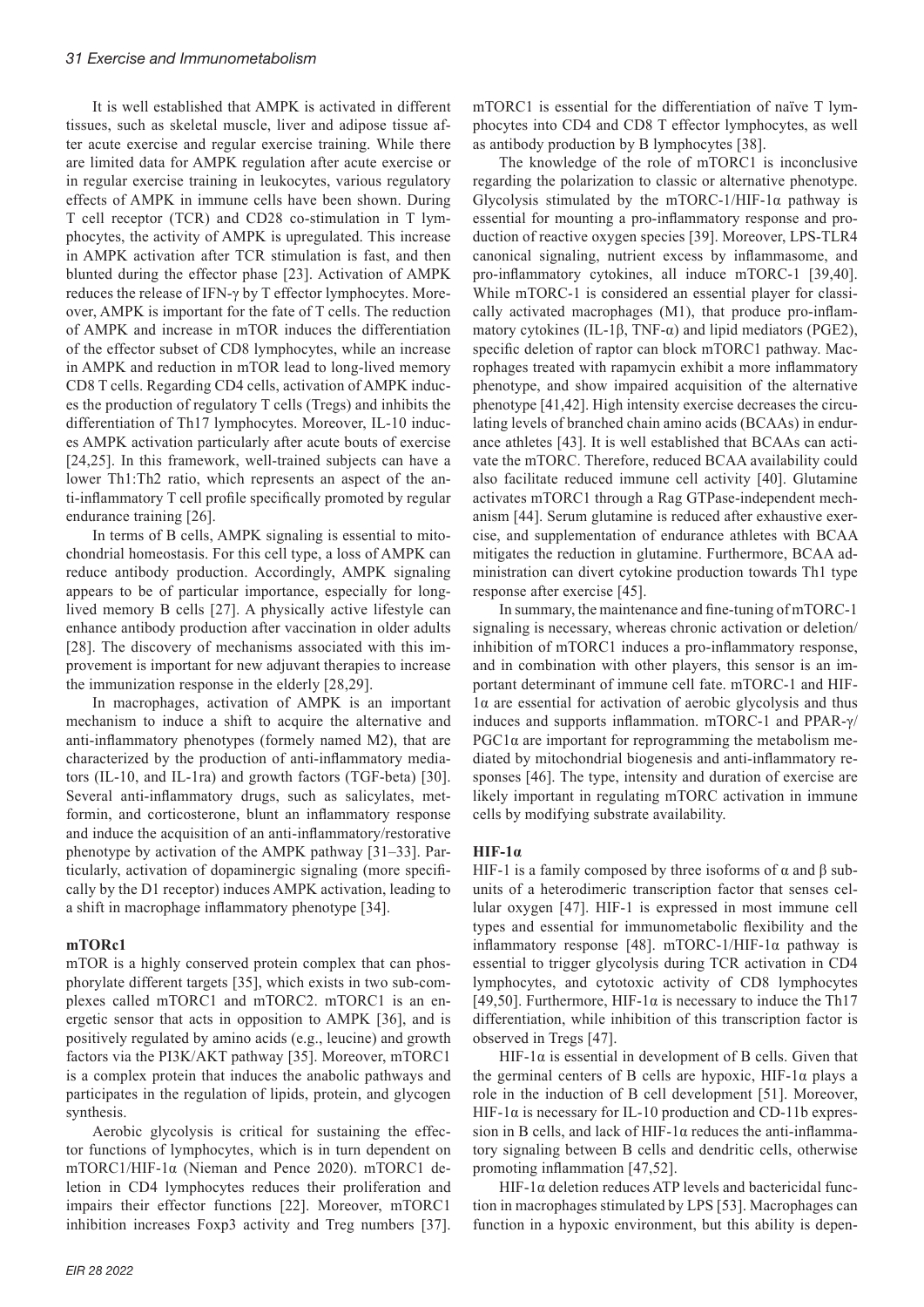It is well established that AMPK is activated in different tissues, such as skeletal muscle, liver and adipose tissue after acute exercise and regular exercise training. While there are limited data for AMPK regulation after acute exercise or in regular exercise training in leukocytes, various regulatory effects of AMPK in immune cells have been shown. During T cell receptor (TCR) and CD28 co-stimulation in T lymphocytes, the activity of AMPK is upregulated. This increase in AMPK activation after TCR stimulation is fast, and then blunted during the effector phase [23]. Activation of AMPK reduces the release of IFN-γ by T effector lymphocytes. Moreover, AMPK is important for the fate of T cells. The reduction of AMPK and increase in mTOR induces the differentiation of the effector subset of CD8 lymphocytes, while an increase in AMPK and reduction in mTOR lead to long-lived memory CD8 T cells. Regarding CD4 cells, activation of AMPK induces the production of regulatory T cells (Tregs) and inhibits the differentiation of Th17 lymphocytes. Moreover, IL-10 induces AMPK activation particularly after acute bouts of exercise [24,25]. In this framework, well-trained subjects can have a lower Th1:Th2 ratio, which represents an aspect of the anti-inflammatory T cell profile specifically promoted by regular endurance training [26].

In terms of B cells, AMPK signaling is essential to mitochondrial homeostasis. For this cell type, a loss of AMPK can reduce antibody production. Accordingly, AMPK signaling appears to be of particular importance, especially for long-lived memory B cells [27]. A physically active lifestyle can enhance antibody production after vaccination in older adults [28]. The discovery of mechanisms associated with this improvement is important for new adjuvant therapies to increase the immunization response in the elderly [28,29].

In macrophages, activation of AMPK is an important mechanism to induce a shift to acquire the alternative and anti-inflammatory phenotypes (formely named M2), that are characterized by the production of anti-inflammatory mediators (IL-10, and IL-1ra) and growth factors (TGF-beta) [30]. Several anti-inflammatory drugs, such as salicylates, metformin, and corticosterone, blunt an inflammatory response and induce the acquisition of an anti-inflammatory/restorative phenotype by activation of the AMPK pathway [31–33]. Particularly, activation of dopaminergic signaling (more specifically by the D1 receptor) induces AMPK activation, leading to a shift in macrophage inflammatory phenotype [34].

#### mTORc1

mTOR is a highly conserved protein complex that can phosphorylate different targets [35], which exists in two sub-complexes called mTORC1 and mTORC2. mTORC1 is an energetic sensor that acts in opposition to AMPK [36], and is positively regulated by amino acids (e.g., leucine) and growth factors via the PI3K/AKT pathway [35]. Moreover, mTORC1 is a complex protein that induces the anabolic pathways and participates in the regulation of lipids, protein, and glycogen synthesis.

Aerobic glycolysis is critical for sustaining the effector functions of lymphocytes, which is in turn dependent on mTORC1/HIF-1α (Nieman and Pence 2020). mTORC1 deletion in CD4 lymphocytes reduces their proliferation and impairs their effector functions [22]. Moreover, mTORC1 inhibition increases Foxp3 activity and Treg numbers [37]. mTORC1 is essential for the differentiation of naïve T lymphocytes into CD4 and CD8 T effector lymphocytes, as well as antibody production by B lymphocytes [38].

The knowledge of the role of mTORC1 is inconclusive regarding the polarization to classic or alternative phenotype. Glycolysis stimulated by the mTORC-1/HIF-1α pathway is essential for mounting a pro-inflammatory response and production of reactive oxygen species [39]. Moreover, LPS-TLR4 canonical signaling, nutrient excess by inflammasome, and pro-inflammatory cytokines, all induce mTORC-1 [39,40]. While mTORC-1 is considered an essential player for classically activated macrophages (M1), that produce pro-inflammatory cytokines (IL-1β, TNF-α) and lipid mediators (PGE2), specific deletion of raptor can block mTORC1 pathway. Macrophages treated with rapamycin exhibit a more inflammatory phenotype, and show impaired acquisition of the alternative phenotype [41,42]. High intensity exercise decreases the circulating levels of branched chain amino acids (BCAAs) in endurance athletes [43]. It is well established that BCAAs can activate the mTORC. Therefore, reduced BCAA availability could also facilitate reduced immune cell activity [40]. Glutamine activates mTORC1 through a Rag GTPase-independent mechanism [44]. Serum glutamine is reduced after exhaustive exercise, and supplementation of endurance athletes with BCAA mitigates the reduction in glutamine. Furthermore, BCAA administration can divert cytokine production towards Th1 type response after exercise [45].

In summary, the maintenance and fine-tuning of mTORC-1 signaling is necessary, whereas chronic activation or deletion/inhibition of mTORC1 induces a pro-inflammatory response, and in combination with other players, this sensor is an important determinant of immune cell fate. mTORC-1 and HIF-1α are essential for activation of aerobic glycolysis and thus induces and supports inflammation. mTORC-1 and PPAR-γ/PGC1α are important for reprogramming the metabolism mediated by mitochondrial biogenesis and anti-inflammatory responses [46]. The type, intensity and duration of exercise are likely important in regulating mTORC activation in immune cells by modifying substrate availability.

#### HIF-1α

HIF-1 is a family composed by three isoforms of α and β subunits of a heterodimeric transcription factor that senses cellular oxygen [47]. HIF-1 is expressed in most immune cell types and essential for immunometabolic flexibility and the inflammatory response [48]. mTORC-1/HIF-1α pathway is essential to trigger glycolysis during TCR activation in CD4 lymphocytes, and cytotoxic activity of CD8 lymphocytes [49,50]. Furthermore, HIF-1α is necessary to induce the Th17 differentiation, while inhibition of this transcription factor is observed in Tregs [47].

HIF-1α is essential in development of B cells. Given that the germinal centers of B cells are hypoxic, HIF-1α plays a role in the induction of B cell development [51]. Moreover, HIF-1α is necessary for IL-10 production and CD-11b expression in B cells, and lack of HIF-1α reduces the anti-inflammatory signaling between B cells and dendritic cells, otherwise promoting inflammation [47,52].

HIF-1α deletion reduces ATP levels and bactericidal function in macrophages stimulated by LPS [53]. Macrophages can function in a hypoxic environment, but this ability is depen-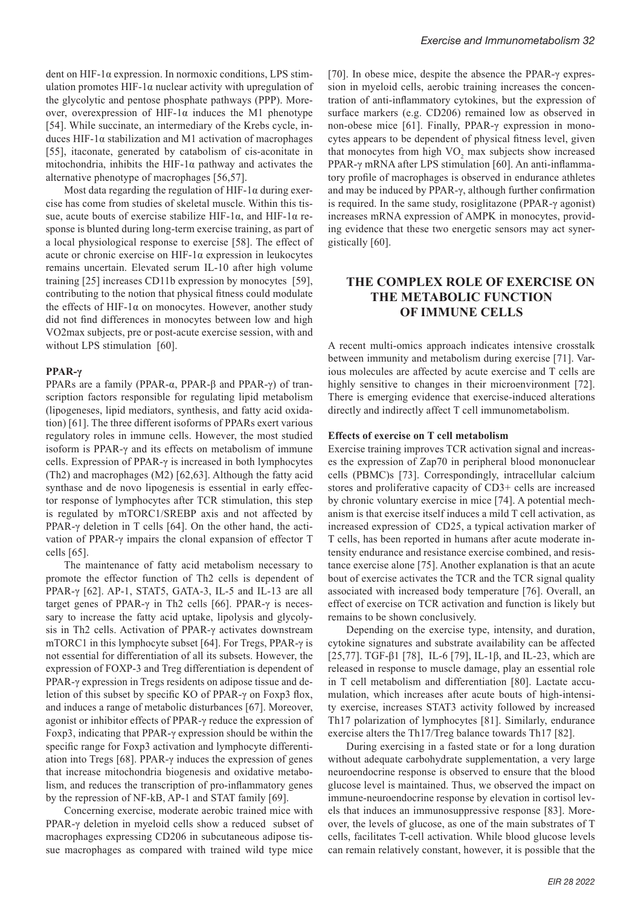dent on HIF-1α expression. In normoxic conditions, LPS stimulation promotes HIF-1α nuclear activity with upregulation of the glycolytic and pentose phosphate pathways (PPP). Moreover, overexpression of HIF-1α induces the M1 phenotype [54]. While succinate, an intermediary of the Krebs cycle, induces HIF-1α stabilization and M1 activation of macrophages [55], itaconate, generated by catabolism of cis-aconitate in mitochondria, inhibits the HIF-1α pathway and activates the alternative phenotype of macrophages [56,57].

Most data regarding the regulation of HIF-1α during exercise has come from studies of skeletal muscle. Within this tissue, acute bouts of exercise stabilize HIF-1α, and HIF-1α response is blunted during long-term exercise training, as part of a local physiological response to exercise [58]. The effect of acute or chronic exercise on HIF-1α expression in leukocytes remains uncertain. Elevated serum IL-10 after high volume training [25] increases CD11b expression by monocytes [59], contributing to the notion that physical fitness could modulate the effects of HIF-1α on monocytes. However, another study did not find differences in monocytes between low and high VO2max subjects, pre or post-acute exercise session, with and without LPS stimulation [60].

**PPAR-γ**

PPARs are a family (PPAR-α, PPAR-β and PPAR-γ) of transcription factors responsible for regulating lipid metabolism (lipogeneses, lipid mediators, synthesis, and fatty acid oxidation) [61]. The three different isoforms of PPARs exert various regulatory roles in immune cells. However, the most studied isoform is PPAR-γ and its effects on metabolism of immune cells. Expression of PPAR-γ is increased in both lymphocytes (Th2) and macrophages (M2) [62,63]. Although the fatty acid synthase and de novo lipogenesis is essential in early effector response of lymphocytes after TCR stimulation, this step is regulated by mTORC1/SREBP axis and not affected by PPAR-γ deletion in T cells [64]. On the other hand, the activation of PPAR-γ impairs the clonal expansion of effector T cells [65].

The maintenance of fatty acid metabolism necessary to promote the effector function of Th2 cells is dependent of PPAR-γ [62]. AP-1, STAT5, GATA-3, IL-5 and IL-13 are all target genes of PPAR-γ in Th2 cells [66]. PPAR-γ is necessary to increase the fatty acid uptake, lipolysis and glycolysis in Th2 cells. Activation of PPAR-γ activates downstream mTORC1 in this lymphocyte subset [64]. For Tregs, PPAR-γ is not essential for differentiation of all its subsets. However, the expression of FOXP-3 and Treg differentiation is dependent of PPAR-γ expression in Tregs residents on adipose tissue and deletion of this subset by specific KO of PPAR-γ on Foxp3 flox, and induces a range of metabolic disturbances [67]. Moreover, agonist or inhibitor effects of PPAR-γ reduce the expression of Foxp3, indicating that PPAR-γ expression should be within the specific range for Foxp3 activation and lymphocyte differentiation into Tregs [68]. PPAR-γ induces the expression of genes that increase mitochondria biogenesis and oxidative metabolism, and reduces the transcription of pro-inflammatory genes by the repression of NF-kB, AP-1 and STAT family [69].

Concerning exercise, moderate aerobic trained mice with PPAR-γ deletion in myeloid cells show a reduced subset of macrophages expressing CD206 in subcutaneous adipose tissue macrophages as compared with trained wild type mice [70]. In obese mice, despite the absence the PPAR-γ expression in myeloid cells, aerobic training increases the concentration of anti-inflammatory cytokines, but the expression of surface markers (e.g. CD206) remained low as observed in non-obese mice [61]. Finally, PPAR-γ expression in monocytes appears to be dependent of physical fitness level, given that monocytes from high $VO_2$ max subjects show increased PPAR-γ mRNA after LPS stimulation [60]. An anti-inflammatory profile of macrophages is observed in endurance athletes and may be induced by PPAR-γ, although further confirmation is required. In the same study, rosiglitazone (PPAR-γ agonist) increases mRNA expression of AMPK in monocytes, providing evidence that these two energetic sensors may act synergistically [60].

## THE COMPLEX ROLE OF EXERCISE ON THE METABOLIC FUNCTION OF IMMUNE CELLS

A recent multi-omics approach indicates intensive crosstalk between immunity and metabolism during exercise [71]. Various molecules are affected by acute exercise and T cells are highly sensitive to changes in their microenvironment [72]. There is emerging evidence that exercise-induced alterations directly and indirectly affect T cell immunometabolism.

**Effects of exercise on T cell metabolism**

Exercise training improves TCR activation signal and increases the expression of Zap70 in peripheral blood mononuclear cells (PBMC)s [73]. Correspondingly, intracellular calcium stores and proliferative capacity of CD3+ cells are increased by chronic voluntary exercise in mice [74]. A potential mechanism is that exercise itself induces a mild T cell activation, as increased expression of CD25, a typical activation marker of T cells, has been reported in humans after acute moderate intensity endurance and resistance exercise combined, and resistance exercise alone [75]. Another explanation is that an acute bout of exercise activates the TCR and the TCR signal quality associated with increased body temperature [76]. Overall, an effect of exercise on TCR activation and function is likely but remains to be shown conclusively.

Depending on the exercise type, intensity, and duration, cytokine signatures and substrate availability can be affected [25,77]. TGF-β1 [78], IL-6 [79], IL-1β, and IL-23, which are released in response to muscle damage, play an essential role in T cell metabolism and differentiation [80]. Lactate accumulation, which increases after acute bouts of high-intensity exercise, increases STAT3 activity followed by increased Th17 polarization of lymphocytes [81]. Similarly, endurance exercise alters the Th17/Treg balance towards Th17 [82].

During exercising in a fasted state or for a long duration without adequate carbohydrate supplementation, a very large neuroendocrine response is observed to ensure that the blood glucose level is maintained. Thus, we observed the impact on immune-neuroendocrine response by elevation in cortisol levels that induces an immunosuppressive response [83]. Moreover, the levels of glucose, as one of the main substrates of T cells, facilitates T-cell activation. While blood glucose levels can remain relatively constant, however, it is possible that the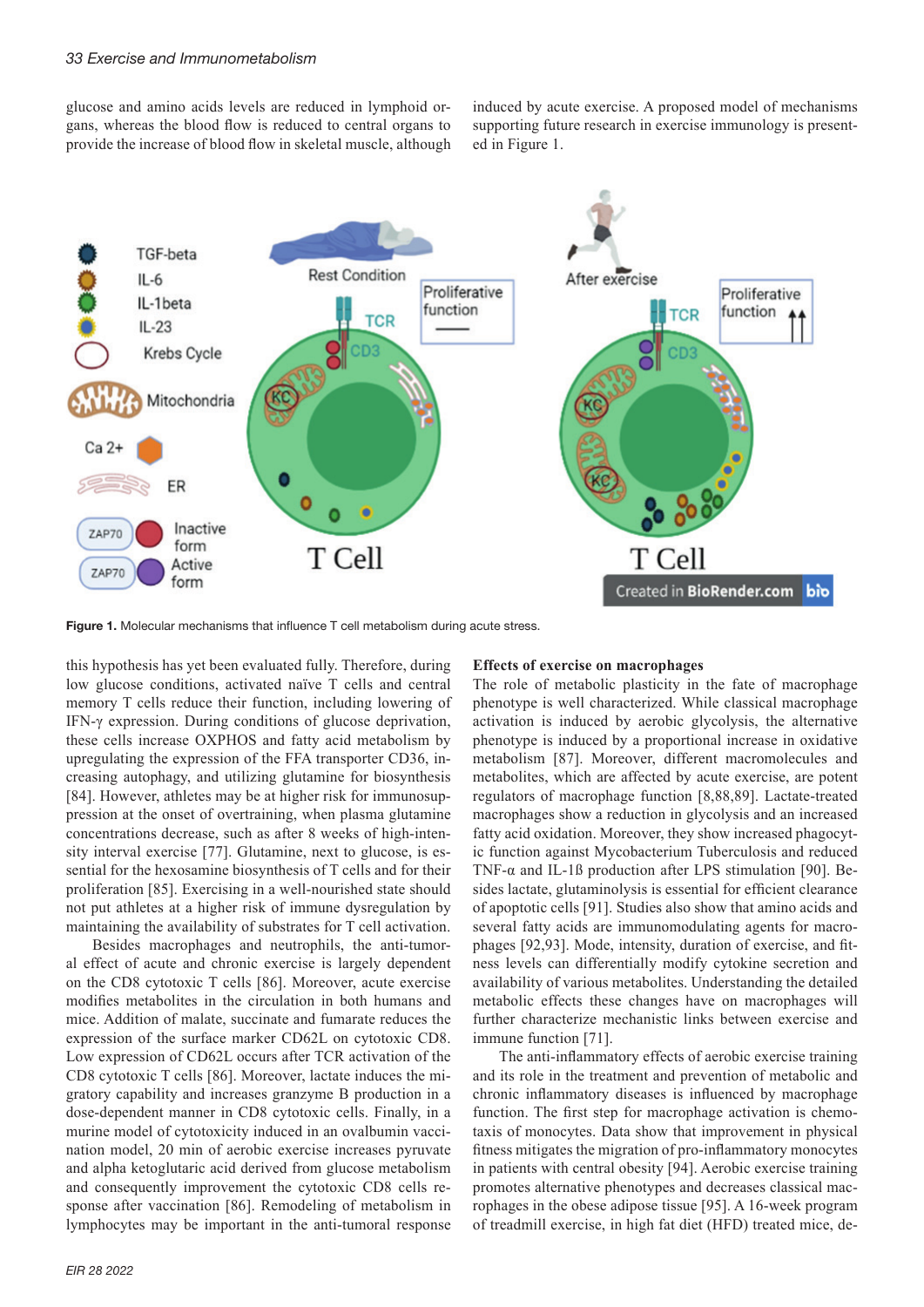glucose and amino acids levels are reduced in lymphoid organs, whereas the blood flow is reduced to central organs to provide the increase of blood flow in skeletal muscle, although this hypothesis has yet been evaluated fully. Therefore, during low glucose conditions, activated naïve T cells and central memory T cells reduce their function, including lowering of IFN-γ expression. During conditions of glucose deprivation, these cells increase OXPHOS and fatty acid metabolism by upregulating the expression of the FFA transporter CD36, increasing autophagy, and utilizing glutamine for biosynthesis [84]. However, athletes may be at higher risk for immunosuppression at the onset of overtraining, when plasma glutamine concentrations decrease, such as after 8 weeks of high-intensity interval exercise [77]. Glutamine, next to glucose, is essential for the hexosamine biosynthesis of T cells and for their proliferation [85]. Exercising in a well-nourished state should not put athletes at a higher risk of immune dysregulation by maintaining the availability of substrates for T cell activation.

Besides macrophages and neutrophils, the anti-tumoral effect of acute and chronic exercise is largely dependent on the CD8 cytotoxic T cells [86]. Moreover, acute exercise modifies metabolites in the circulation in both humans and mice. Addition of malate, succinate and fumarate reduces the expression of the surface marker CD62L on cytotoxic CD8. Low expression of CD62L occurs after TCR activation of the CD8 cytotoxic T cells [86]. Moreover, lactate induces the migratory capability and increases granzyme B production in a dose-dependent manner in CD8 cytotoxic cells. Finally, in a murine model of cytotoxicity induced in an ovalbumin vaccination model, 20 min of aerobic exercise increases pyruvate and alpha ketoglutaric acid derived from glucose metabolism and consequently improvement the cytotoxic CD8 cells response after vaccination [86]. Remodeling of metabolism in lymphocytes may be important in the anti-tumoral response induced by acute exercise. A proposed model of mechanisms supporting future research in exercise immunology is presented in Figure 1.

**Figure 1.** Molecular mechanisms that influence T cell metabolism during acute stress.

### Effects of exercise on macrophages

The role of metabolic plasticity in the fate of macrophage phenotype is well characterized. While classical macrophage activation is induced by aerobic glycolysis, the alternative phenotype is induced by a proportional increase in oxidative metabolism [87]. Moreover, different macromolecules and metabolites, which are affected by acute exercise, are potent regulators of macrophage function [8,88,89]. Lactate-treated macrophages show a reduction in glycolysis and an increased fatty acid oxidation. Moreover, they show increased phagocytic function against Mycobacterium Tuberculosis and reduced TNF-α and IL-1ß production after LPS stimulation [90]. Besides lactate, glutaminolysis is essential for efficient clearance of apoptotic cells [91]. Studies also show that amino acids and several fatty acids are immunomodulating agents for macrophages [92,93]. Mode, intensity, duration of exercise, and fitness levels can differentially modify cytokine secretion and availability of various metabolites. Understanding the detailed metabolic effects these changes have on macrophages will further characterize mechanistic links between exercise and immune function [71].

The anti-inflammatory effects of aerobic exercise training and its role in the treatment and prevention of metabolic and chronic inflammatory diseases is influenced by macrophage function. The first step for macrophage activation is chemotaxis of monocytes. Data show that improvement in physical fitness mitigates the migration of pro-inflammatory monocytes in patients with central obesity [94]. Aerobic exercise training promotes alternative phenotypes and decreases classical macrophages in the obese adipose tissue [95]. A 16-week program of treadmill exercise, in high fat diet (HFD) treated mice, de-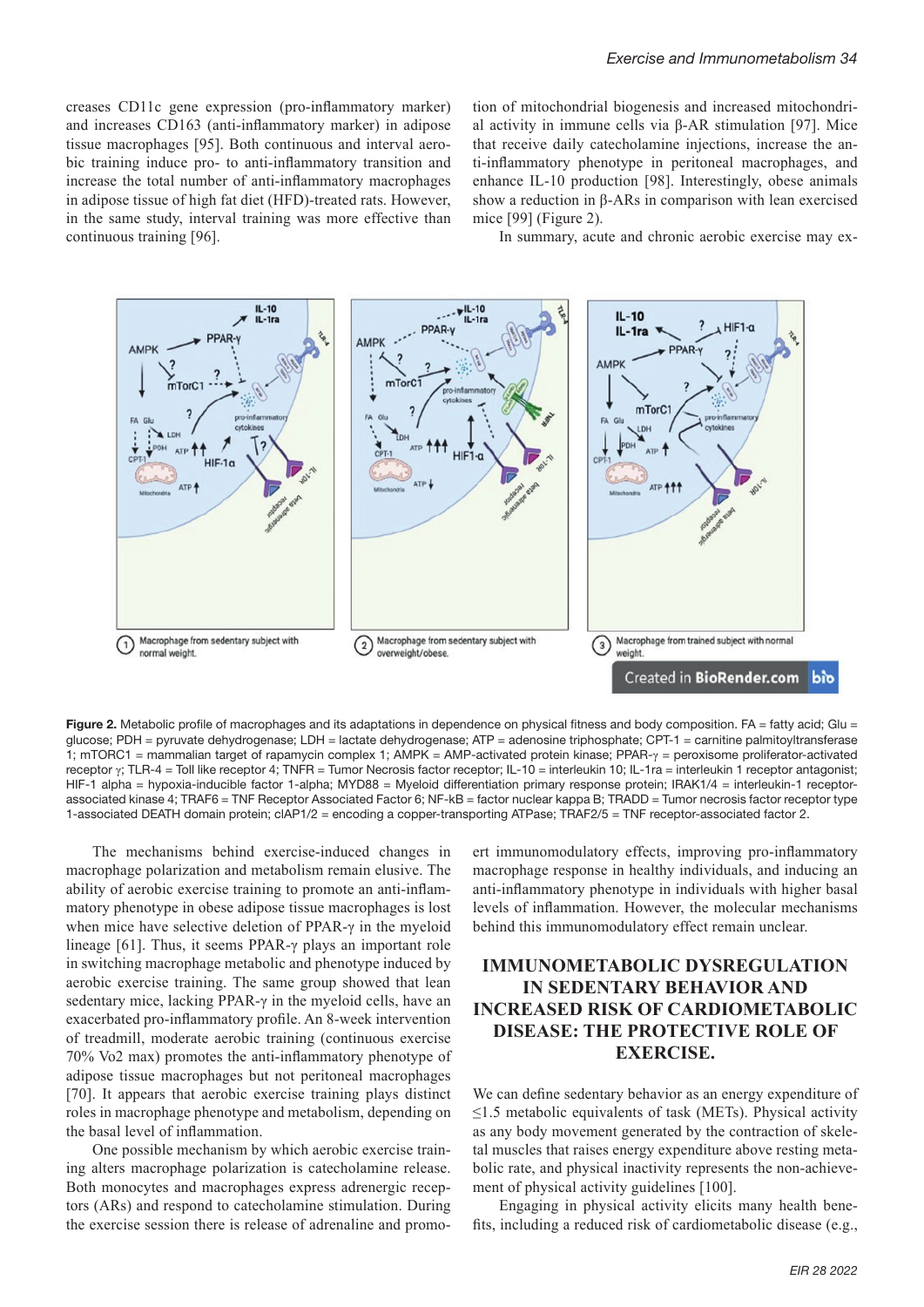creases CD11c gene expression (pro-inflammatory marker) and increases CD163 (anti-inflammatory marker) in adipose tissue macrophages [95]. Both continuous and interval aerobic training induce pro- to anti-inflammatory transition and increase the total number of anti-inflammatory macrophages in adipose tissue of high fat diet (HFD)-treated rats. However, in the same study, interval training was more effective than continuous training [96].

tion of mitochondrial biogenesis and increased mitochondrial activity in immune cells via β-AR stimulation [97]. Mice that receive daily catecholamine injections, increase the anti-inflammatory phenotype in peritoneal macrophages, and enhance IL-10 production [98]. Interestingly, obese animals show a reduction in β-ARs in comparison with lean exercised mice [99] (Figure 2).

In summary, acute and chronic aerobic exercise may exert immunomodulatory effects, improving pro-inflammatory macrophage response in healthy individuals, and inducing an anti-inflammatory phenotype in individuals with higher basal levels of inflammation. However, the molecular mechanisms behind this immunomodulatory effect remain unclear.

**Figure 2.** Metabolic profile of macrophages and its adaptations in dependence on physical fitness and body composition. FA = fatty acid; Glu = glucose; PDH = pyruvate dehydrogenase; LDH = lactate dehydrogenase; ATP = adenosine triphosphate; CPT-1 = carnitine palmitoyltransferase 1; mTORC1 = mammalian target of rapamycin complex 1; AMPK = AMP-activated protein kinase; PPAR-γ = peroxisome proliferator-activated receptor γ; TLR-4 = Toll like receptor 4; TNFR = Tumor Necrosis factor receptor; IL-10 = interleukin 10; IL-1ra = interleukin 1 receptor antagonist; HIF-1 alpha = hypoxia-inducible factor 1-alpha; MYD88 = Myeloid differentiation primary response protein; IRAK1/4 = interleukin-1 receptor-associated kinase 4; TRAF6 = TNF Receptor Associated Factor 6; NF-kB = factor nuclear kappa B; TRADD = Tumor necrosis factor receptor type 1-associated DEATH domain protein; cIAP1/2 = encoding a copper-transporting ATPase; TRAF2/5 = TNF receptor-associated factor 2.

The mechanisms behind exercise-induced changes in macrophage polarization and metabolism remain elusive. The ability of aerobic exercise training to promote an anti-inflammatory phenotype in obese adipose tissue macrophages is lost when mice have selective deletion of PPAR-γ in the myeloid lineage [61]. Thus, it seems PPAR-γ plays an important role in switching macrophage metabolic and phenotype induced by aerobic exercise training. The same group showed that lean sedentary mice, lacking PPAR-γ in the myeloid cells, have an exacerbated pro-inflammatory profile. An 8-week intervention of treadmill, moderate aerobic training (continuous exercise 70% Vo2 max) promotes the anti-inflammatory phenotype of adipose tissue macrophages but not peritoneal macrophages [70]. It appears that aerobic exercise training plays distinct roles in macrophage phenotype and metabolism, depending on the basal level of inflammation.

One possible mechanism by which aerobic exercise training alters macrophage polarization is catecholamine release. Both monocytes and macrophages express adrenergic receptors (ARs) and respond to catecholamine stimulation. During the exercise session there is release of adrenaline and promotion of mitochondrial biogenesis and increased mitochondrial activity in immune cells via β-AR stimulation [97].

## IMMUNOMETABOLIC DYSREGULATION IN SEDENTARY BEHAVIOR AND INCREASED RISK OF CARDIOMETABOLIC DISEASE: THE PROTECTIVE ROLE OF EXERCISE.

We can define sedentary behavior as an energy expenditure of ≤1.5 metabolic equivalents of task (METs). Physical activity as any body movement generated by the contraction of skeletal muscles that raises energy expenditure above resting metabolic rate, and physical inactivity represents the non-achievement of physical activity guidelines [100].

Engaging in physical activity elicits many health benefits, including a reduced risk of cardiometabolic disease (e.g.,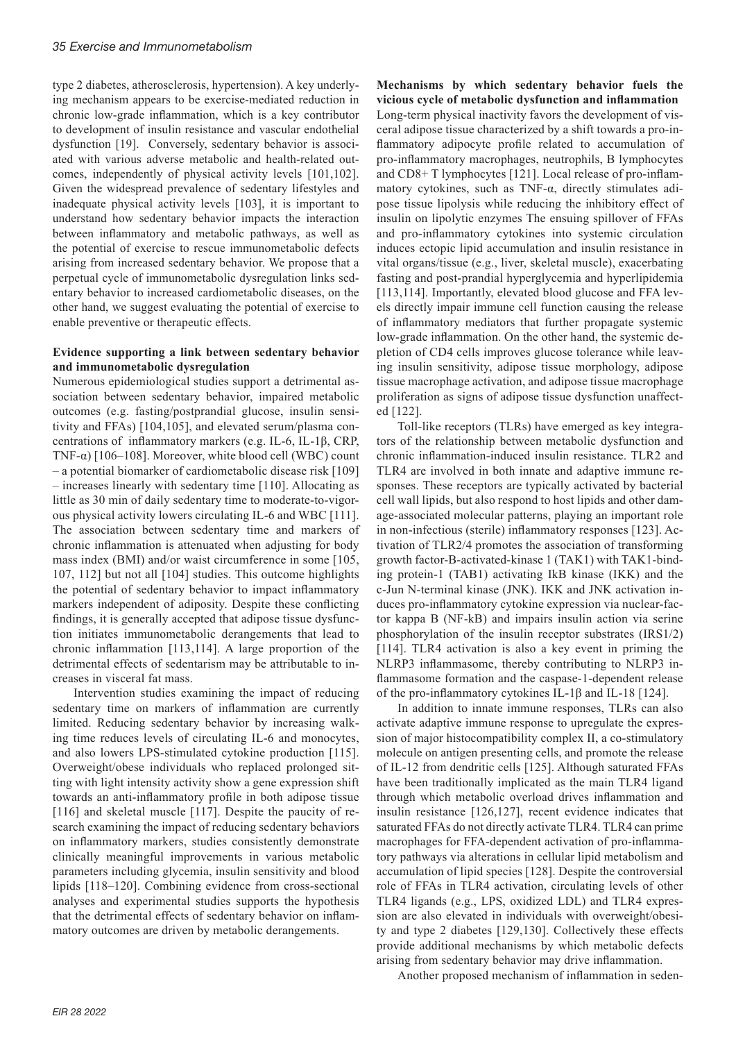type 2 diabetes, atherosclerosis, hypertension). A key underlying mechanism appears to be exercise-mediated reduction in chronic low-grade inflammation, which is a key contributor to development of insulin resistance and vascular endothelial dysfunction [19]. Conversely, sedentary behavior is associated with various adverse metabolic and health-related outcomes, independently of physical activity levels [101,102]. Given the widespread prevalence of sedentary lifestyles and inadequate physical activity levels [103], it is important to understand how sedentary behavior impacts the interaction between inflammatory and metabolic pathways, as well as the potential of exercise to rescue immunometabolic defects arising from increased sedentary behavior. We propose that a perpetual cycle of immunometabolic dysregulation links sedentary behavior to increased cardiometabolic diseases, on the other hand, we suggest evaluating the potential of exercise to enable preventive or therapeutic effects.

**Evidence supporting a link between sedentary behavior and immunometabolic dysregulation**

Numerous epidemiological studies support a detrimental association between sedentary behavior, impaired metabolic outcomes (e.g. fasting/postprandial glucose, insulin sensitivity and FFAs) [104,105], and elevated serum/plasma concentrations of inflammatory markers (e.g. IL-6, IL-1β, CRP, TNF-α) [106–108]. Moreover, white blood cell (WBC) count – a potential biomarker of cardiometabolic disease risk [109] – increases linearly with sedentary time [110]. Allocating as little as 30 min of daily sedentary time to moderate-to-vigorous physical activity lowers circulating IL-6 and WBC [111]. The association between sedentary time and markers of chronic inflammation is attenuated when adjusting for body mass index (BMI) and/or waist circumference in some [105, 107, 112] but not all [104] studies. This outcome highlights the potential of sedentary behavior to impact inflammatory markers independent of adiposity. Despite these conflicting findings, it is generally accepted that adipose tissue dysfunction initiates immunometabolic derangements that lead to chronic inflammation [113,114]. A large proportion of the detrimental effects of sedentarism may be attributable to increases in visceral fat mass.

Intervention studies examining the impact of reducing sedentary time on markers of inflammation are currently limited. Reducing sedentary behavior by increasing walking time reduces levels of circulating IL-6 and monocytes, and also lowers LPS-stimulated cytokine production [115]. Overweight/obese individuals who replaced prolonged sitting with light intensity activity show a gene expression shift towards an anti-inflammatory profile in both adipose tissue [116] and skeletal muscle [117]. Despite the paucity of research examining the impact of reducing sedentary behaviors on inflammatory markers, studies consistently demonstrate clinically meaningful improvements in various metabolic parameters including glycemia, insulin sensitivity and blood lipids [118–120]. Combining evidence from cross-sectional analyses and experimental studies supports the hypothesis that the detrimental effects of sedentary behavior on inflammatory outcomes are driven by metabolic derangements.

**Mechanisms by which sedentary behavior fuels the vicious cycle of metabolic dysfunction and inflammation**

Long-term physical inactivity favors the development of visceral adipose tissue characterized by a shift towards a pro-inflammatory adipocyte profile related to accumulation of pro-inflammatory macrophages, neutrophils, B lymphocytes and CD8+ T lymphocytes [121]. Local release of pro-inflammatory cytokines, such as TNF-α, directly stimulates adipose tissue lipolysis while reducing the inhibitory effect of insulin on lipolytic enzymes The ensuing spillover of FFAs and pro-inflammatory cytokines into systemic circulation induces ectopic lipid accumulation and insulin resistance in vital organs/tissue (e.g., liver, skeletal muscle), exacerbating fasting and post-prandial hyperglycemia and hyperlipidemia [113,114]. Importantly, elevated blood glucose and FFA levels directly impair immune cell function causing the release of inflammatory mediators that further propagate systemic low-grade inflammation. On the other hand, the systemic depletion of CD4 cells improves glucose tolerance while leaving insulin sensitivity, adipose tissue morphology, adipose tissue macrophage activation, and adipose tissue macrophage proliferation as signs of adipose tissue dysfunction unaffected [122].

Toll-like receptors (TLRs) have emerged as key integrators of the relationship between metabolic dysfunction and chronic inflammation-induced insulin resistance. TLR2 and TLR4 are involved in both innate and adaptive immune responses. These receptors are typically activated by bacterial cell wall lipids, but also respond to host lipids and other damage-associated molecular patterns, playing an important role in non-infectious (sterile) inflammatory responses [123]. Activation of TLR2/4 promotes the association of transforming growth factor-B-activated-kinase 1 (TAK1) with TAK1-binding protein-1 (TAB1) activating IkB kinase (IKK) and the c-Jun N-terminal kinase (JNK). IKK and JNK activation induces pro-inflammatory cytokine expression via nuclear-factor kappa B (NF-kB) and impairs insulin action via serine phosphorylation of the insulin receptor substrates (IRS1/2) [114]. TLR4 activation is also a key event in priming the NLRP3 inflammasome, thereby contributing to NLRP3 inflammasome formation and the caspase-1-dependent release of the pro-inflammatory cytokines IL-1β and IL-18 [124].

In addition to innate immune responses, TLRs can also activate adaptive immune response to upregulate the expression of major histocompatibility complex II, a co-stimulatory molecule on antigen presenting cells, and promote the release of IL-12 from dendritic cells [125]. Although saturated FFAs have been traditionally implicated as the main TLR4 ligand through which metabolic overload drives inflammation and insulin resistance [126,127], recent evidence indicates that saturated FFAs do not directly activate TLR4. TLR4 can prime macrophages for FFA-dependent activation of pro-inflammatory pathways via alterations in cellular lipid metabolism and accumulation of lipid species [128]. Despite the controversial role of FFAs in TLR4 activation, circulating levels of other TLR4 ligands (e.g., LPS, oxidized LDL) and TLR4 expression are also elevated in individuals with overweight/obesity and type 2 diabetes [129,130]. Collectively these effects provide additional mechanisms by which metabolic defects arising from sedentary behavior may drive inflammation.

Another proposed mechanism of inflammation in seden-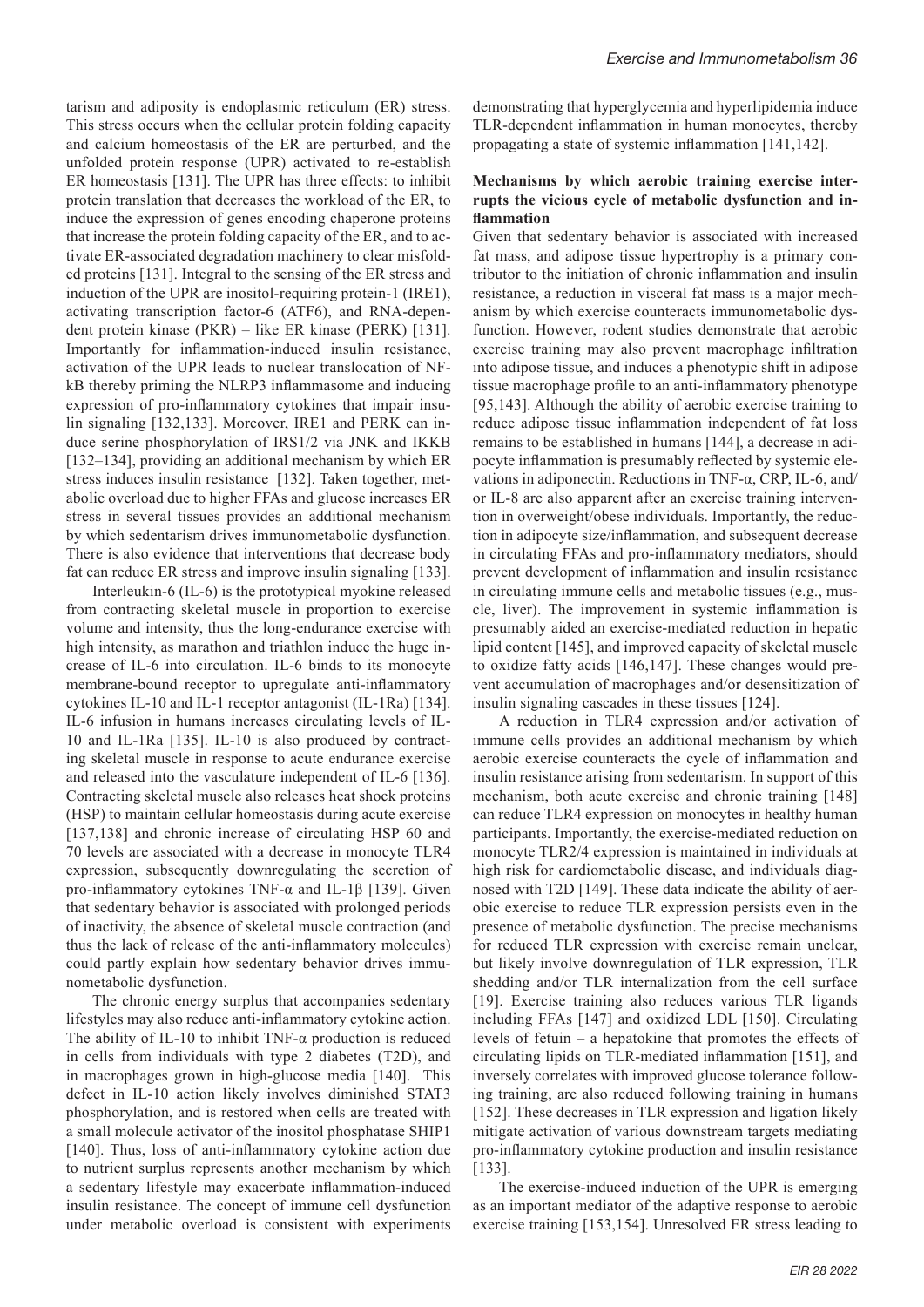tarism and adiposity is endoplasmic reticulum (ER) stress. This stress occurs when the cellular protein folding capacity and calcium homeostasis of the ER are perturbed, and the unfolded protein response (UPR) activated to re-establish ER homeostasis [131]. The UPR has three effects: to inhibit protein translation that decreases the workload of the ER, to induce the expression of genes encoding chaperone proteins that increase the protein folding capacity of the ER, and to activate ER-associated degradation machinery to clear misfolded proteins [131]. Integral to the sensing of the ER stress and induction of the UPR are inositol-requiring protein-1 (IRE1), activating transcription factor-6 (ATF6), and RNA-dependent protein kinase (PKR) – like ER kinase (PERK) [131]. Importantly for inflammation-induced insulin resistance, activation of the UPR leads to nuclear translocation of NF-kB thereby priming the NLRP3 inflammasome and inducing expression of pro-inflammatory cytokines that impair insulin signaling [132,133]. Moreover, IRE1 and PERK can induce serine phosphorylation of IRS1/2 via JNK and IKKB [132–134], providing an additional mechanism by which ER stress induces insulin resistance [132]. Taken together, metabolic overload due to higher FFAs and glucose increases ER stress in several tissues provides an additional mechanism by which sedentarism drives immunometabolic dysfunction. There is also evidence that interventions that decrease body fat can reduce ER stress and improve insulin signaling [133].

Interleukin-6 (IL-6) is the prototypical myokine released from contracting skeletal muscle in proportion to exercise volume and intensity, thus the long-endurance exercise with high intensity, as marathon and triathlon induce the huge increase of IL-6 into circulation. IL-6 binds to its monocyte membrane-bound receptor to upregulate anti-inflammatory cytokines IL-10 and IL-1 receptor antagonist (IL-1Ra) [134]. IL-6 infusion in humans increases circulating levels of IL-10 and IL-1Ra [135]. IL-10 is also produced by contracting skeletal muscle in response to acute endurance exercise and released into the vasculature independent of IL-6 [136]. Contracting skeletal muscle also releases heat shock proteins (HSP) to maintain cellular homeostasis during acute exercise [137,138] and chronic increase of circulating HSP 60 and 70 levels are associated with a decrease in monocyte TLR4 expression, subsequently downregulating the secretion of pro-inflammatory cytokines TNF-α and IL-1β [139]. Given that sedentary behavior is associated with prolonged periods of inactivity, the absence of skeletal muscle contraction (and thus the lack of release of the anti-inflammatory molecules) could partly explain how sedentary behavior drives immunometabolic dysfunction.

The chronic energy surplus that accompanies sedentary lifestyles may also reduce anti-inflammatory cytokine action. The ability of IL-10 to inhibit TNF-α production is reduced in cells from individuals with type 2 diabetes (T2D), and in macrophages grown in high-glucose media [140]. This defect in IL-10 action likely involves diminished STAT3 phosphorylation, and is restored when cells are treated with a small molecule activator of the inositol phosphatase SHIP1 [140]. Thus, loss of anti-inflammatory cytokine action due to nutrient surplus represents another mechanism by which a sedentary lifestyle may exacerbate inflammation-induced insulin resistance. The concept of immune cell dysfunction under metabolic overload is consistent with experiments demonstrating that hyperglycemia and hyperlipidemia induce TLR-dependent inflammation in human monocytes, thereby propagating a state of systemic inflammation [141,142].

**Mechanisms by which aerobic training exercise interrupts the vicious cycle of metabolic dysfunction and inflammation**

Given that sedentary behavior is associated with increased fat mass, and adipose tissue hypertrophy is a primary contributor to the initiation of chronic inflammation and insulin resistance, a reduction in visceral fat mass is a major mechanism by which exercise counteracts immunometabolic dysfunction. However, rodent studies demonstrate that aerobic exercise training may also prevent macrophage infiltration into adipose tissue, and induces a phenotypic shift in adipose tissue macrophage profile to an anti-inflammatory phenotype [95,143]. Although the ability of aerobic exercise training to reduce adipose tissue inflammation independent of fat loss remains to be established in humans [144], a decrease in adipocyte inflammation is presumably reflected by systemic elevations in adiponectin. Reductions in TNF-α, CRP, IL-6, and/or IL-8 are also apparent after an exercise training intervention in overweight/obese individuals. Importantly, the reduction in adipocyte size/inflammation, and subsequent decrease in circulating FFAs and pro-inflammatory mediators, should prevent development of inflammation and insulin resistance in circulating immune cells and metabolic tissues (e.g., muscle, liver). The improvement in systemic inflammation is presumably aided an exercise-mediated reduction in hepatic lipid content [145], and improved capacity of skeletal muscle to oxidize fatty acids [146,147]. These changes would prevent accumulation of macrophages and/or desensitization of insulin signaling cascades in these tissues [124].

A reduction in TLR4 expression and/or activation of immune cells provides an additional mechanism by which aerobic exercise counteracts the cycle of inflammation and insulin resistance arising from sedentarism. In support of this mechanism, both acute exercise and chronic training [148] can reduce TLR4 expression on monocytes in healthy human participants. Importantly, the exercise-mediated reduction on monocyte TLR2/4 expression is maintained in individuals at high risk for cardiometabolic disease, and individuals diagnosed with T2D [149]. These data indicate the ability of aerobic exercise to reduce TLR expression persists even in the presence of metabolic dysfunction. The precise mechanisms for reduced TLR expression with exercise remain unclear, but likely involve downregulation of TLR expression, TLR shedding and/or TLR internalization from the cell surface [19]. Exercise training also reduces various TLR ligands including FFAs [147] and oxidized LDL [150]. Circulating levels of fetuin – a hepatokine that promotes the effects of circulating lipids on TLR-mediated inflammation [151], and inversely correlates with improved glucose tolerance following training, are also reduced following training in humans [152]. These decreases in TLR expression and ligation likely mitigate activation of various downstream targets mediating pro-inflammatory cytokine production and insulin resistance [133].

The exercise-induced induction of the UPR is emerging as an important mediator of the adaptive response to aerobic exercise training [153,154]. Unresolved ER stress leading to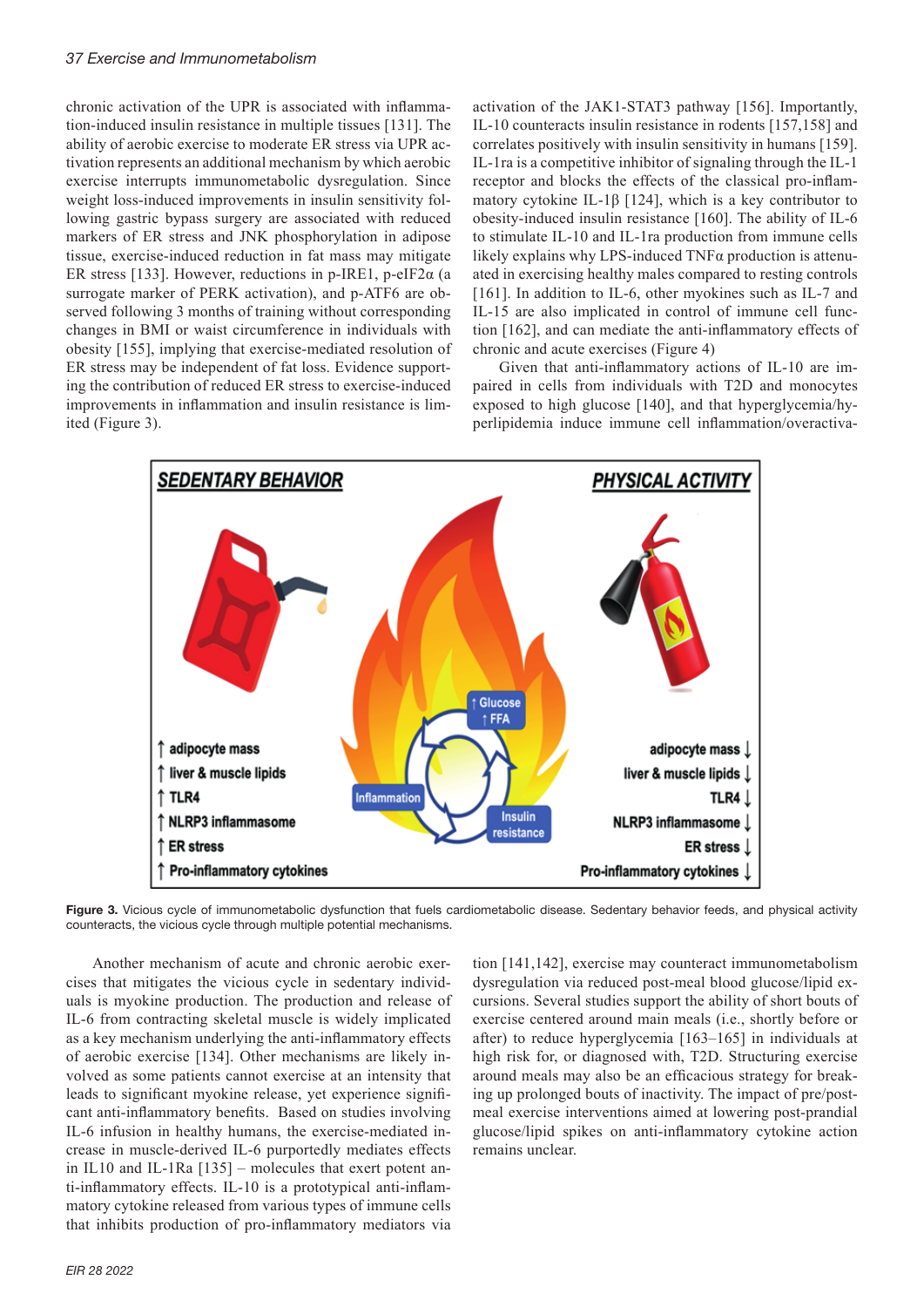chronic activation of the UPR is associated with inflammation-induced insulin resistance in multiple tissues [131]. The ability of aerobic exercise to moderate ER stress via UPR activation represents an additional mechanism by which aerobic exercise interrupts immunometabolic dysregulation. Since weight loss-induced improvements in insulin sensitivity following gastric bypass surgery are associated with reduced markers of ER stress and JNK phosphorylation in adipose tissue, exercise-induced reduction in fat mass may mitigate ER stress [133]. However, reductions in p-IRE1, p-eIF2α (a surrogate marker of PERK activation), and p-ATF6 are observed following 3 months of training without corresponding changes in BMI or waist circumference in individuals with obesity [155], implying that exercise-mediated resolution of ER stress may be independent of fat loss. Evidence supporting the contribution of reduced ER stress to exercise-induced improvements in inflammation and insulin resistance is limited (Figure 3).

Figure 3. Vicious cycle of immunometabolic dysfunction that fuels cardiometabolic disease. Sedentary behavior feeds, and physical activity counteracts, the vicious cycle through multiple potential mechanisms.

Another mechanism of acute and chronic aerobic exercises that mitigates the vicious cycle in sedentary individuals is myokine production. The production and release of IL-6 from contracting skeletal muscle is widely implicated as a key mechanism underlying the anti-inflammatory effects of aerobic exercise [134]. Other mechanisms are likely involved as some patients cannot exercise at an intensity that leads to significant myokine release, yet experience significant anti-inflammatory benefits. Based on studies involving IL-6 infusion in healthy humans, the exercise-mediated increase in muscle-derived IL-6 purportedly mediates effects in IL10 and IL-1Ra [135] – molecules that exert potent anti-inflammatory effects. IL-10 is a prototypical anti-inflammatory cytokine released from various types of immune cells that inhibits production of pro-inflammatory mediators via activation of the JAK1-STAT3 pathway [156]. Importantly, IL-10 counteracts insulin resistance in rodents [157,158] and correlates positively with insulin sensitivity in humans [159]. IL-1ra is a competitive inhibitor of signaling through the IL-1 receptor and blocks the effects of the classical pro-inflammatory cytokine IL-1β [124], which is a key contributor to obesity-induced insulin resistance [160]. The ability of IL-6 to stimulate IL-10 and IL-1ra production from immune cells likely explains why LPS-induced TNFα production is attenuated in exercising healthy males compared to resting controls [161]. In addition to IL-6, other myokines such as IL-7 and IL-15 are also implicated in control of immune cell function [162], and can mediate the anti-inflammatory effects of chronic and acute exercises (Figure 4)

Given that anti-inflammatory actions of IL-10 are impaired in cells from individuals with T2D and monocytes exposed to high glucose [140], and that hyperglycemia/hyperlipidemia induce immune cell inflammation/overactivation [141,142], exercise may counteract immunometabolism dysregulation via reduced post-meal blood glucose/lipid excursions. Several studies support the ability of short bouts of exercise centered around main meals (i.e., shortly before or after) to reduce hyperglycemia [163–165] in individuals at high risk for, or diagnosed with, T2D. Structuring exercise around meals may also be an efficacious strategy for breaking up prolonged bouts of inactivity. The impact of pre/post-meal exercise interventions aimed at lowering post-prandial glucose/lipid spikes on anti-inflammatory cytokine action remains unclear.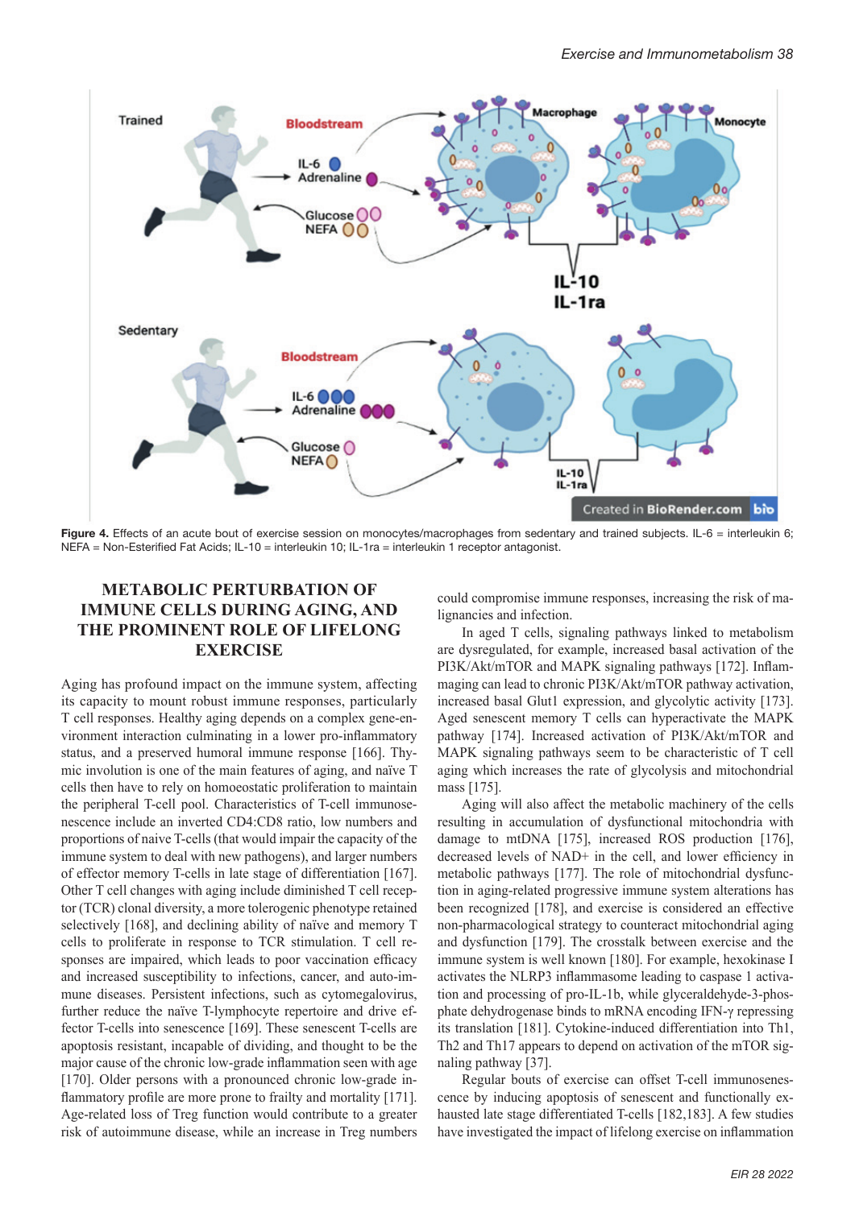Figure 4. Effects of an acute bout of exercise session on monocytes/macrophages from sedentary and trained subjects. IL-6 = interleukin 6; NEFA = Non-Esterified Fat Acids; IL-10 = interleukin 10; IL-1ra = interleukin 1 receptor antagonist.

## METABOLIC PERTURBATION OF IMMUNE CELLS DURING AGING, AND THE PROMINENT ROLE OF LIFELONG EXERCISE

Aging has profound impact on the immune system, affecting its capacity to mount robust immune responses, particularly T cell responses. Healthy aging depends on a complex gene-environment interaction culminating in a lower pro-inflammatory status, and a preserved humoral immune response [166]. Thymic involution is one of the main features of aging, and naïve T cells then have to rely on homoeostatic proliferation to maintain the peripheral T-cell pool. Characteristics of T-cell immunosenescence include an inverted CD4:CD8 ratio, low numbers and proportions of naive T-cells (that would impair the capacity of the immune system to deal with new pathogens), and larger numbers of effector memory T-cells in late stage of differentiation [167]. Other T cell changes with aging include diminished T cell receptor (TCR) clonal diversity, a more tolerogenic phenotype retained selectively [168], and declining ability of naïve and memory T cells to proliferate in response to TCR stimulation. T cell responses are impaired, which leads to poor vaccination efficacy and increased susceptibility to infections, cancer, and auto-immune diseases. Persistent infections, such as cytomegalovirus, further reduce the naïve T-lymphocyte repertoire and drive effector T-cells into senescence [169]. These senescent T-cells are apoptosis resistant, incapable of dividing, and thought to be the major cause of the chronic low-grade inflammation seen with age [170]. Older persons with a pronounced chronic low-grade inflammatory profile are more prone to frailty and mortality [171]. Age-related loss of Treg function would contribute to a greater risk of autoimmune disease, while an increase in Treg numbers could compromise immune responses, increasing the risk of malignancies and infection.

In aged T cells, signaling pathways linked to metabolism are dysregulated, for example, increased basal activation of the PI3K/Akt/mTOR and MAPK signaling pathways [172]. Inflammaging can lead to chronic PI3K/Akt/mTOR pathway activation, increased basal Glut1 expression, and glycolytic activity [173]. Aged senescent memory T cells can hyperactivate the MAPK pathway [174]. Increased activation of PI3K/Akt/mTOR and MAPK signaling pathways seem to be characteristic of T cell aging which increases the rate of glycolysis and mitochondrial mass [175].

Aging will also affect the metabolic machinery of the cells resulting in accumulation of dysfunctional mitochondria with damage to mtDNA [175], increased ROS production [176], decreased levels of NAD+ in the cell, and lower efficiency in metabolic pathways [177]. The role of mitochondrial dysfunction in aging-related progressive immune system alterations has been recognized [178], and exercise is considered an effective non-pharmacological strategy to counteract mitochondrial aging and dysfunction [179]. The crosstalk between exercise and the immune system is well known [180]. For example, hexokinase I activates the NLRP3 inflammasome leading to caspase 1 activation and processing of pro-IL-1b, while glyceraldehyde-3-phosphate dehydrogenase binds to mRNA encoding IFN-γ repressing its translation [181]. Cytokine-induced differentiation into Th1, Th2 and Th17 appears to depend on activation of the mTOR signaling pathway [37].

Regular bouts of exercise can offset T-cell immunosenescence by inducing apoptosis of senescent and functionally exhausted late stage differentiated T-cells [182,183]. A few studies have investigated the impact of lifelong exercise on inflammation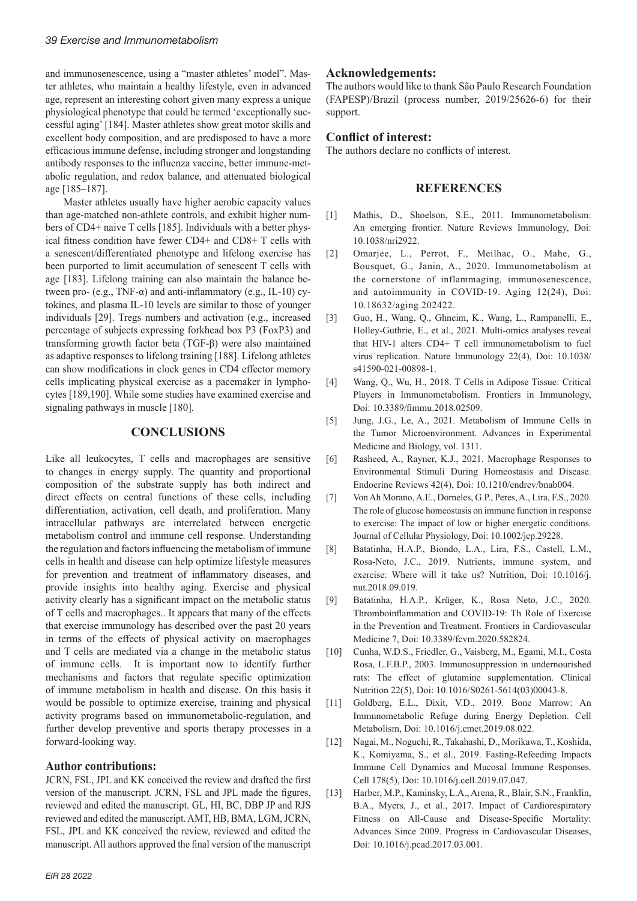and immunosenescence, using a "master athletes' model". Master athletes, who maintain a healthy lifestyle, even in advanced age, represent an interesting cohort given many express a unique physiological phenotype that could be termed 'exceptionally successful aging' [184]. Master athletes show great motor skills and excellent body composition, and are predisposed to have a more efficacious immune defense, including stronger and longstanding antibody responses to the influenza vaccine, better immune-metabolic regulation, and redox balance, and attenuated biological age [185–187].

Master athletes usually have higher aerobic capacity values than age-matched non-athlete controls, and exhibit higher numbers of CD4+ naive T cells [185]. Individuals with a better physical fitness condition have fewer CD4+ and CD8+ T cells with a senescent/differentiated phenotype and lifelong exercise has been purported to limit accumulation of senescent T cells with age [183]. Lifelong training can also maintain the balance between pro- (e.g., TNF-α) and anti-inflammatory (e.g., IL-10) cytokines, and plasma IL-10 levels are similar to those of younger individuals [29]. Tregs numbers and activation (e.g., increased percentage of subjects expressing forkhead box P3 (FoxP3) and transforming growth factor beta (TGF-β) were also maintained as adaptive responses to lifelong training [188]. Lifelong athletes can show modifications in clock genes in CD4 effector memory cells implicating physical exercise as a pacemaker in lymphocytes [189,190]. While some studies have examined exercise and signaling pathways in muscle [180].

## CONCLUSIONS

Like all leukocytes, T cells and macrophages are sensitive to changes in energy supply. The quantity and proportional composition of the substrate supply has both indirect and direct effects on central functions of these cells, including differentiation, activation, cell death, and proliferation. Many intracellular pathways are interrelated between energetic metabolism control and immune cell response. Understanding the regulation and factors influencing the metabolism of immune cells in health and disease can help optimize lifestyle measures for prevention and treatment of inflammatory diseases, and provide insights into healthy aging. Exercise and physical activity clearly has a significant impact on the metabolic status of T cells and macrophages.. It appears that many of the effects that exercise immunology has described over the past 20 years in terms of the effects of physical activity on macrophages and T cells are mediated via a change in the metabolic status of immune cells. It is important now to identify further mechanisms and factors that regulate specific optimization of immune metabolism in health and disease. On this basis it would be possible to optimize exercise, training and physical activity programs based on immunometabolic-regulation, and further develop preventive and sports therapy processes in a forward-looking way.

### Author contributions:

JCRN, FSL, JPL and KK conceived the review and drafted the first version of the manuscript. JCRN, FSL and JPL made the figures, reviewed and edited the manuscript. GL, HI, BC, DBP JP and RJS reviewed and edited the manuscript. AMT, HB, BMA, LGM, JCRN, FSL, JPL and KK conceived the review, reviewed and edited the manuscript. All authors approved the final version of the manuscript

### Acknowledgements:

The authors would like to thank São Paulo Research Foundation (FAPESP)/Brazil (process number, 2019/25626-6) for their support.

### Conflict of interest:

The authors declare no conflicts of interest.

## REFERENCES

[1] Mathis, D., Shoelson, S.E., 2011. Immunometabolism: An emerging frontier. Nature Reviews Immunology, Doi: 10.1038/nri2922.

[2] Omarjee, L., Perrot, F., Meilhac, O., Mahe, G., Bousquet, G., Janin, A., 2020. Immunometabolism at the cornerstone of inflammaging, immunosenescence, and autoimmunity in COVID-19. Aging 12(24), Doi: 10.18632/aging.202422.

[3] Guo, H., Wang, Q., Ghneim, K., Wang, L., Rampanelli, E., Holley-Guthrie, E., et al., 2021. Multi-omics analyses reveal that HIV-1 alters CD4+ T cell immunometabolism to fuel virus replication. Nature Immunology 22(4), Doi: 10.1038/s41590-021-00898-1.

[4] Wang, Q., Wu, H., 2018. T Cells in Adipose Tissue: Critical Players in Immunometabolism. Frontiers in Immunology, Doi: 10.3389/fimmu.2018.02509.

[5] Jung, J.G., Le, A., 2021. Metabolism of Immune Cells in the Tumor Microenvironment. Advances in Experimental Medicine and Biology, vol. 1311.

[6] Rasheed, A., Rayner, K.J., 2021. Macrophage Responses to Environmental Stimuli During Homeostasis and Disease. Endocrine Reviews 42(4), Doi: 10.1210/endrev/bnab004.

[7] Von Ah Morano, A.E., Dorneles, G.P., Peres, A., Lira, F.S., 2020. The role of glucose homeostasis on immune function in response to exercise: The impact of low or higher energetic conditions. Journal of Cellular Physiology, Doi: 10.1002/jcp.29228.

[8] Batatinha, H.A.P., Biondo, L.A., Lira, F.S., Castell, L.M., Rosa-Neto, J.C., 2019. Nutrients, immune system, and exercise: Where will it take us? Nutrition, Doi: 10.1016/j.nut.2018.09.019.

[9] Batatinha, H.A.P., Krüger, K., Rosa Neto, J.C., 2020. Thromboinflammation and COVID-19: Th Role of Exercise in the Prevention and Treatment. Frontiers in Cardiovascular Medicine 7, Doi: 10.3389/fcvm.2020.582824.

[10] Cunha, W.D.S., Friedler, G., Vaisberg, M., Egami, M.I., Costa Rosa, L.F.B.P., 2003. Immunosuppression in undernourished rats: The effect of glutamine supplementation. Clinical Nutrition 22(5), Doi: 10.1016/S0261-5614(03)00043-8.

[11] Goldberg, E.L., Dixit, V.D., 2019. Bone Marrow: An Immunometabolic Refuge during Energy Depletion. Cell Metabolism, Doi: 10.1016/j.cmet.2019.08.022.

[12] Nagai, M., Noguchi, R., Takahashi, D., Morikawa, T., Koshida, K., Komiyama, S., et al., 2019. Fasting-Refeeding Impacts Immune Cell Dynamics and Mucosal Immune Responses. Cell 178(5), Doi: 10.1016/j.cell.2019.07.047.

[13] Harber, M.P., Kaminsky, L.A., Arena, R., Blair, S.N., Franklin, B.A., Myers, J., et al., 2017. Impact of Cardiorespiratory Fitness on All-Cause and Disease-Specific Mortality: Advances Since 2009. Progress in Cardiovascular Diseases, Doi: 10.1016/j.pcad.2017.03.001.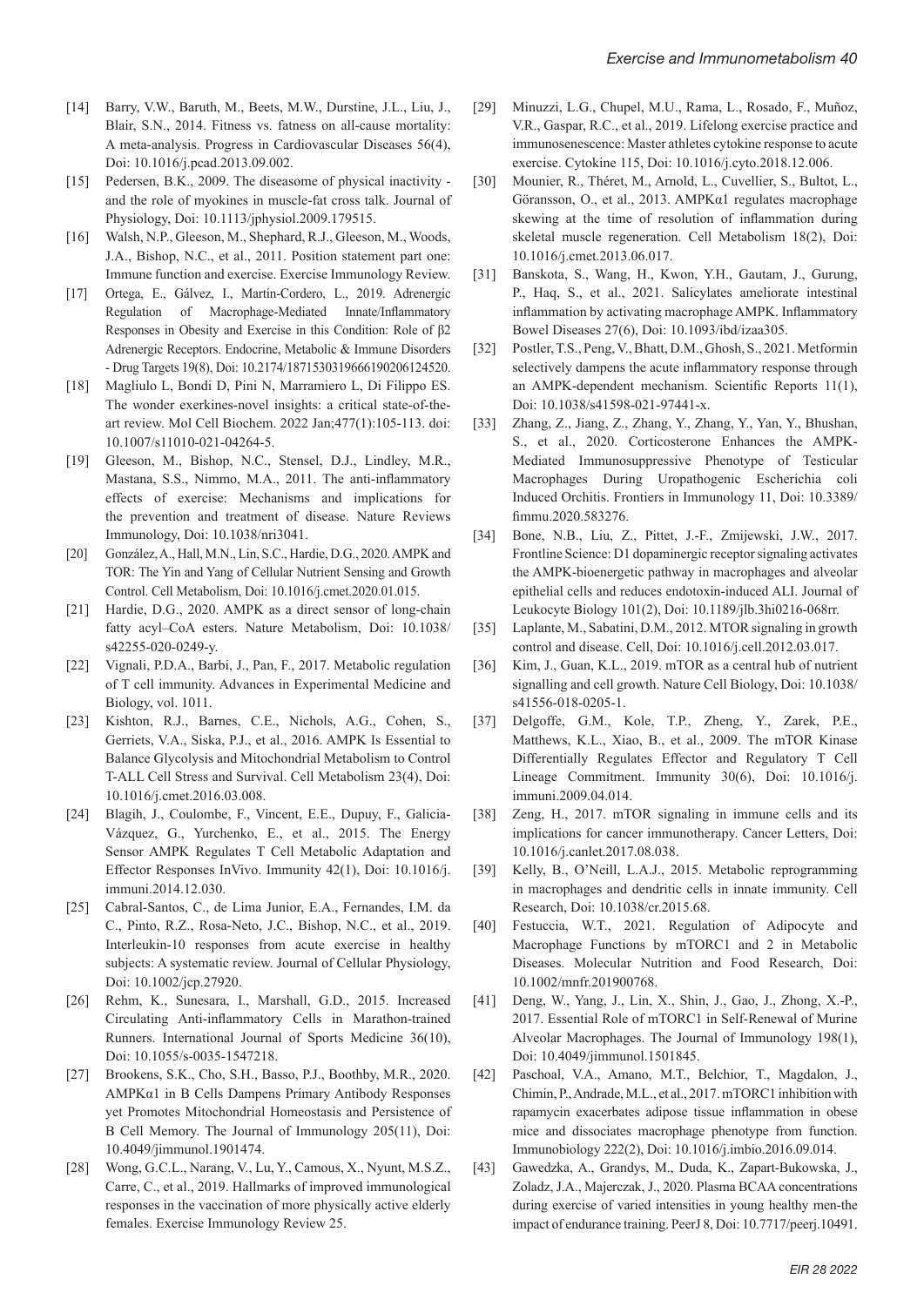[14] Barry, V.W., Baruth, M., Beets, M.W., Durstine, J.L., Liu, J., Blair, S.N., 2014. Fitness vs. fatness on all-cause mortality: A meta-analysis. Progress in Cardiovascular Diseases 56(4), Doi: 10.1016/j.pcad.2013.09.002.

[15] Pedersen, B.K., 2009. The diseasome of physical inactivity - and the role of myokines in muscle-fat cross talk. Journal of Physiology, Doi: 10.1113/jphysiol.2009.179515.

[16] Walsh, N.P., Gleeson, M., Shephard, R.J., Gleeson, M., Woods, J.A., Bishop, N.C., et al., 2011. Position statement part one: Immune function and exercise. Exercise Immunology Review.

[17] Ortega, E., Gálvez, I., Martín-Cordero, L., 2019. Adrenergic Regulation of Macrophage-Mediated Innate/Inflammatory Responses in Obesity and Exercise in this Condition: Role of β2 Adrenergic Receptors. Endocrine, Metabolic & Immune Disorders - Drug Targets 19(8), Doi: 10.2174/1871530319666190206124520.

[18] Magliulo L, Bondi D, Pini N, Marramiero L, Di Filippo ES. The wonder exerkines-novel insights: a critical state-of-the-art review. Mol Cell Biochem. 2022 Jan;477(1):105-113. doi: 10.1007/s11010-021-04264-5.

[19] Gleeson, M., Bishop, N.C., Stensel, D.J., Lindley, M.R., Mastana, S.S., Nimmo, M.A., 2011. The anti-inflammatory effects of exercise: Mechanisms and implications for the prevention and treatment of disease. Nature Reviews Immunology, Doi: 10.1038/nri3041.

[20] González, A., Hall, M.N., Lin, S.C., Hardie, D.G., 2020. AMPK and TOR: The Yin and Yang of Cellular Nutrient Sensing and Growth Control. Cell Metabolism, Doi: 10.1016/j.cmet.2020.01.015.

[21] Hardie, D.G., 2020. AMPK as a direct sensor of long-chain fatty acyl–CoA esters. Nature Metabolism, Doi: 10.1038/s42255-020-0249-y.

[22] Vignali, P.D.A., Barbi, J., Pan, F., 2017. Metabolic regulation of T cell immunity. Advances in Experimental Medicine and Biology, vol. 1011.

[23] Kishton, R.J., Barnes, C.E., Nichols, A.G., Cohen, S., Gerriets, V.A., Siska, P.J., et al., 2016. AMPK Is Essential to Balance Glycolysis and Mitochondrial Metabolism to Control T-ALL Cell Stress and Survival. Cell Metabolism 23(4), Doi: 10.1016/j.cmet.2016.03.008.

[24] Blagih, J., Coulombe, F., Vincent, E.E., Dupuy, F., Galicia-Vázquez, G., Yurchenko, E., et al., 2015. The Energy Sensor AMPK Regulates T Cell Metabolic Adaptation and Effector Responses InVivo. Immunity 42(1), Doi: 10.1016/j.immuni.2014.12.030.

[25] Cabral-Santos, C., de Lima Junior, E.A., Fernandes, I.M. da C., Pinto, R.Z., Rosa-Neto, J.C., Bishop, N.C., et al., 2019. Interleukin-10 responses from acute exercise in healthy subjects: A systematic review. Journal of Cellular Physiology, Doi: 10.1002/jcp.27920.

[26] Rehm, K., Sunesara, I., Marshall, G.D., 2015. Increased Circulating Anti-inflammatory Cells in Marathon-trained Runners. International Journal of Sports Medicine 36(10), Doi: 10.1055/s-0035-1547218.

[27] Brookens, S.K., Cho, S.H., Basso, P.J., Boothby, M.R., 2020. AMPKα1 in B Cells Dampens Primary Antibody Responses yet Promotes Mitochondrial Homeostasis and Persistence of B Cell Memory. The Journal of Immunology 205(11), Doi: 10.4049/jimmunol.1901474.

[28] Wong, G.C.L., Narang, V., Lu, Y., Camous, X., Nyunt, M.S.Z., Carre, C., et al., 2019. Hallmarks of improved immunological responses in the vaccination of more physically active elderly females. Exercise Immunology Review 25.

[29] Minuzzi, L.G., Chupel, M.U., Rama, L., Rosado, F., Muñoz, V.R., Gaspar, R.C., et al., 2019. Lifelong exercise practice and immunosenescence: Master athletes cytokine response to acute exercise. Cytokine 115, Doi: 10.1016/j.cyto.2018.12.006.

[30] Mounier, R., Théret, M., Arnold, L., Cuvellier, S., Bultot, L., Göransson, O., et al., 2013. AMPKα1 regulates macrophage skewing at the time of resolution of inflammation during skeletal muscle regeneration. Cell Metabolism 18(2), Doi: 10.1016/j.cmet.2013.06.017.

[31] Banskota, S., Wang, H., Kwon, Y.H., Gautam, J., Gurung, P., Haq, S., et al., 2021. Salicylates ameliorate intestinal inflammation by activating macrophage AMPK. Inflammatory Bowel Diseases 27(6), Doi: 10.1093/ibd/izaa305.

[32] Postler, T.S., Peng, V., Bhatt, D.M., Ghosh, S., 2021. Metformin selectively dampens the acute inflammatory response through an AMPK-dependent mechanism. Scientific Reports 11(1), Doi: 10.1038/s41598-021-97441-x.

[33] Zhang, Z., Jiang, Z., Zhang, Y., Zhang, Y., Yan, Y., Bhushan, S., et al., 2020. Corticosterone Enhances the AMPK-Mediated Immunosuppressive Phenotype of Testicular Macrophages During Uropathogenic Escherichia coli Induced Orchitis. Frontiers in Immunology 11, Doi: 10.3389/fimmu.2020.583276.

[34] Bone, N.B., Liu, Z., Pittet, J.-F., Zmijewski, J.W., 2017. Frontline Science: D1 dopaminergic receptor signaling activates the AMPK-bioenergetic pathway in macrophages and alveolar epithelial cells and reduces endotoxin-induced ALI. Journal of Leukocyte Biology 101(2), Doi: 10.1189/jlb.3hi0216-068rr.

[35] Laplante, M., Sabatini, D.M., 2012. MTOR signaling in growth control and disease. Cell, Doi: 10.1016/j.cell.2012.03.017.

[36] Kim, J., Guan, K.L., 2019. mTOR as a central hub of nutrient signalling and cell growth. Nature Cell Biology, Doi: 10.1038/s41556-018-0205-1.

[37] Delgoffe, G.M., Kole, T.P., Zheng, Y., Zarek, P.E., Matthews, K.L., Xiao, B., et al., 2009. The mTOR Kinase Differentially Regulates Effector and Regulatory T Cell Lineage Commitment. Immunity 30(6), Doi: 10.1016/j.immuni.2009.04.014.

[38] Zeng, H., 2017. mTOR signaling in immune cells and its implications for cancer immunotherapy. Cancer Letters, Doi: 10.1016/j.canlet.2017.08.038.

[39] Kelly, B., O'Neill, L.A.J., 2015. Metabolic reprogramming in macrophages and dendritic cells in innate immunity. Cell Research, Doi: 10.1038/cr.2015.68.

[40] Festuccia, W.T., 2021. Regulation of Adipocyte and Macrophage Functions by mTORC1 and 2 in Metabolic Diseases. Molecular Nutrition and Food Research, Doi: 10.1002/mnfr.201900768.

[41] Deng, W., Yang, J., Lin, X., Shin, J., Gao, J., Zhong, X.-P., 2017. Essential Role of mTORC1 in Self-Renewal of Murine Alveolar Macrophages. The Journal of Immunology 198(1), Doi: 10.4049/jimmunol.1501845.

[42] Paschoal, V.A., Amano, M.T., Belchior, T., Magdalon, J., Chimin, P., Andrade, M.L., et al., 2017. mTORC1 inhibition with rapamycin exacerbates adipose tissue inflammation in obese mice and dissociates macrophage phenotype from function. Immunobiology 222(2), Doi: 10.1016/j.imbio.2016.09.014.

[43] Gawedzka, A., Grandys, M., Duda, K., Zapart-Bukowska, J., Zoladz, J.A., Majerczak, J., 2020. Plasma BCAA concentrations during exercise of varied intensities in young healthy men-the impact of endurance training. PeerJ 8, Doi: 10.7717/peerj.10491.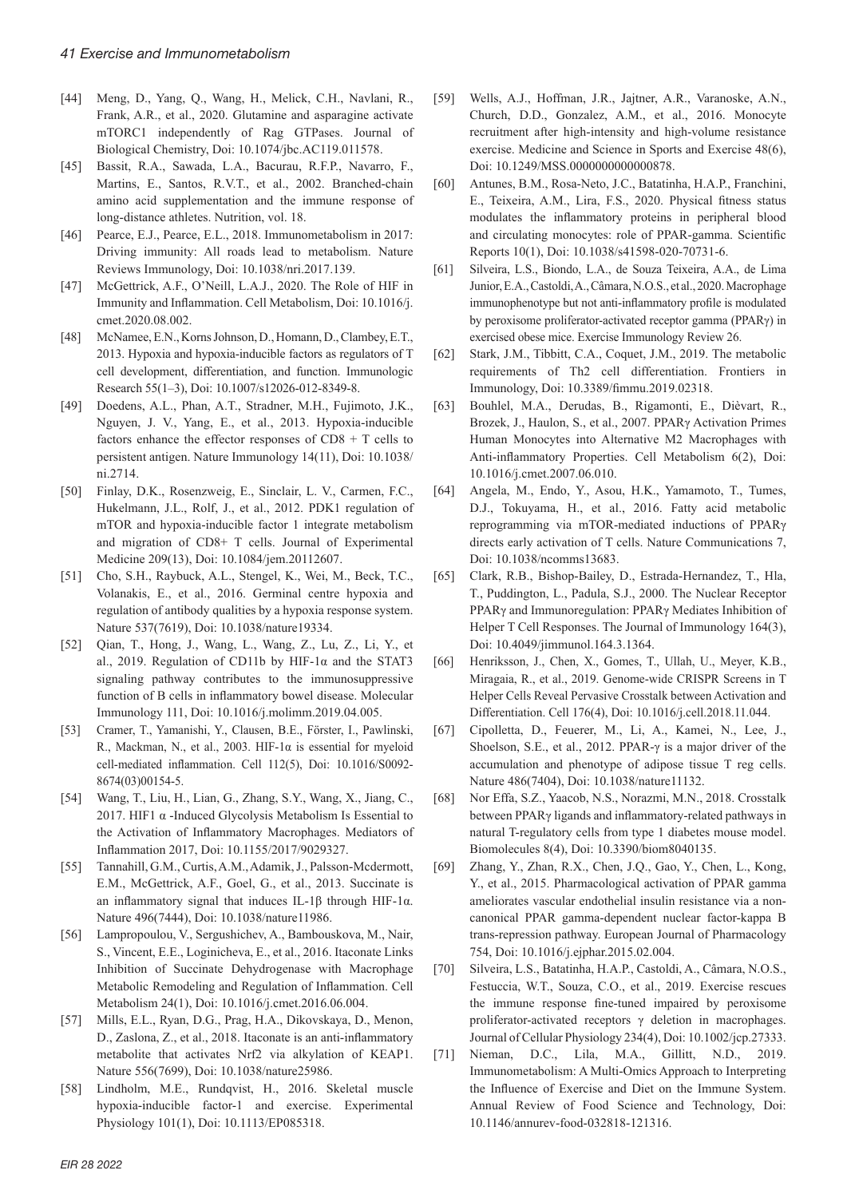- [44] Meng, D., Yang, Q., Wang, H., Melick, C.H., Navlani, R., Frank, A.R., et al., 2020. Glutamine and asparagine activate mTORC1 independently of Rag GTPases. Journal of Biological Chemistry, Doi: 10.1074/jbc.AC119.011578.
- [45] Bassit, R.A., Sawada, L.A., Bacurau, R.F.P., Navarro, F., Martins, E., Santos, R.V.T., et al., 2002. Branched-chain amino acid supplementation and the immune response of long-distance athletes. Nutrition, vol. 18.
- [46] Pearce, E.J., Pearce, E.L., 2018. Immunometabolism in 2017: Driving immunity: All roads lead to metabolism. Nature Reviews Immunology, Doi: 10.1038/nri.2017.139.
- [47] McGettrick, A.F., O'Neill, L.A.J., 2020. The Role of HIF in Immunity and Inflammation. Cell Metabolism, Doi: 10.1016/j.cmet.2020.08.002.
- [48] McNamee, E.N., Korns Johnson, D., Homann, D., Clambey, E.T., 2013. Hypoxia and hypoxia-inducible factors as regulators of T cell development, differentiation, and function. Immunologic Research 55(1–3), Doi: 10.1007/s12026-012-8349-8.
- [49] Doedens, A.L., Phan, A.T., Stradner, M.H., Fujimoto, J.K., Nguyen, J. V., Yang, E., et al., 2013. Hypoxia-inducible factors enhance the effector responses of CD8 + T cells to persistent antigen. Nature Immunology 14(11), Doi: 10.1038/ni.2714.
- [50] Finlay, D.K., Rosenzweig, E., Sinclair, L. V., Carmen, F.C., Hukelmann, J.L., Rolf, J., et al., 2012. PDK1 regulation of mTOR and hypoxia-inducible factor 1 integrate metabolism and migration of CD8+ T cells. Journal of Experimental Medicine 209(13), Doi: 10.1084/jem.20112607.
- [51] Cho, S.H., Raybuck, A.L., Stengel, K., Wei, M., Beck, T.C., Volanakis, E., et al., 2016. Germinal centre hypoxia and regulation of antibody qualities by a hypoxia response system. Nature 537(7619), Doi: 10.1038/nature19334.
- [52] Qian, T., Hong, J., Wang, L., Wang, Z., Lu, Z., Li, Y., et al., 2019. Regulation of CD11b by HIF-1α and the STAT3 signaling pathway contributes to the immunosuppressive function of B cells in inflammatory bowel disease. Molecular Immunology 111, Doi: 10.1016/j.molimm.2019.04.005.
- [53] Cramer, T., Yamanishi, Y., Clausen, B.E., Förster, I., Pawlinski, R., Mackman, N., et al., 2003. HIF-1α is essential for myeloid cell-mediated inflammation. Cell 112(5), Doi: 10.1016/S0092-8674(03)00154-5.
- [54] Wang, T., Liu, H., Lian, G., Zhang, S.Y., Wang, X., Jiang, C., 2017. HIF1 α -Induced Glycolysis Metabolism Is Essential to the Activation of Inflammatory Macrophages. Mediators of Inflammation 2017, Doi: 10.1155/2017/9029327.
- [55] Tannahill, G.M., Curtis, A.M., Adamik, J., Palsson-Mcdermott, E.M., McGettrick, A.F., Goel, G., et al., 2013. Succinate is an inflammatory signal that induces IL-1β through HIF-1α. Nature 496(7444), Doi: 10.1038/nature11986.
- [56] Lampropoulou, V., Sergushichev, A., Bambouskova, M., Nair, S., Vincent, E.E., Loginicheva, E., et al., 2016. Itaconate Links Inhibition of Succinate Dehydrogenase with Macrophage Metabolic Remodeling and Regulation of Inflammation. Cell Metabolism 24(1), Doi: 10.1016/j.cmet.2016.06.004.
- [57] Mills, E.L., Ryan, D.G., Prag, H.A., Dikovskaya, D., Menon, D., Zaslona, Z., et al., 2018. Itaconate is an anti-inflammatory metabolite that activates Nrf2 via alkylation of KEAP1. Nature 556(7699), Doi: 10.1038/nature25986.
- [58] Lindholm, M.E., Rundqvist, H., 2016. Skeletal muscle hypoxia-inducible factor-1 and exercise. Experimental Physiology 101(1), Doi: 10.1113/EP085318.
- [59] Wells, A.J., Hoffman, J.R., Jajtner, A.R., Varanoske, A.N., Church, D.D., Gonzalez, A.M., et al., 2016. Monocyte recruitment after high-intensity and high-volume resistance exercise. Medicine and Science in Sports and Exercise 48(6), Doi: 10.1249/MSS.0000000000000878.
- [60] Antunes, B.M., Rosa-Neto, J.C., Batatinha, H.A.P., Franchini, E., Teixeira, A.M., Lira, F.S., 2020. Physical fitness status modulates the inflammatory proteins in peripheral blood and circulating monocytes: role of PPAR-gamma. Scientific Reports 10(1), Doi: 10.1038/s41598-020-70731-6.
- [61] Silveira, L.S., Biondo, L.A., de Souza Teixeira, A.A., de Lima Junior, E.A., Castoldi, A., Câmara, N.O.S., et al., 2020. Macrophage immunophenotype but not anti-inflammatory profile is modulated by peroxisome proliferator-activated receptor gamma (PPARγ) in exercised obese mice. Exercise Immunology Review 26.
- [62] Stark, J.M., Tibbitt, C.A., Coquet, J.M., 2019. The metabolic requirements of Th2 cell differentiation. Frontiers in Immunology, Doi: 10.3389/fimmu.2019.02318.
- [63] Bouhlel, M.A., Derudas, B., Rigamonti, E., Dièvart, R., Brozek, J., Haulon, S., et al., 2007. PPARγ Activation Primes Human Monocytes into Alternative M2 Macrophages with Anti-inflammatory Properties. Cell Metabolism 6(2), Doi: 10.1016/j.cmet.2007.06.010.
- [64] Angela, M., Endo, Y., Asou, H.K., Yamamoto, T., Tumes, D.J., Tokuyama, H., et al., 2016. Fatty acid metabolic reprogramming via mTOR-mediated inductions of PPARγ directs early activation of T cells. Nature Communications 7, Doi: 10.1038/ncomms13683.
- [65] Clark, R.B., Bishop-Bailey, D., Estrada-Hernandez, T., Hla, T., Puddington, L., Padula, S.J., 2000. The Nuclear Receptor PPARγ and Immunoregulation: PPARγ Mediates Inhibition of Helper T Cell Responses. The Journal of Immunology 164(3), Doi: 10.4049/jimmunol.164.3.1364.
- [66] Henriksson, J., Chen, X., Gomes, T., Ullah, U., Meyer, K.B., Miragaia, R., et al., 2019. Genome-wide CRISPR Screens in T Helper Cells Reveal Pervasive Crosstalk between Activation and Differentiation. Cell 176(4), Doi: 10.1016/j.cell.2018.11.044.
- [67] Cipolletta, D., Feuerer, M., Li, A., Kamei, N., Lee, J., Shoelson, S.E., et al., 2012. PPAR-γ is a major driver of the accumulation and phenotype of adipose tissue T reg cells. Nature 486(7404), Doi: 10.1038/nature11132.
- [68] Nor Effa, S.Z., Yaacob, N.S., Norazmi, M.N., 2018. Crosstalk between PPARγ ligands and inflammatory-related pathways in natural T-regulatory cells from type 1 diabetes mouse model. Biomolecules 8(4), Doi: 10.3390/biom8040135.
- [69] Zhang, Y., Zhan, R.X., Chen, J.Q., Gao, Y., Chen, L., Kong, Y., et al., 2015. Pharmacological activation of PPAR gamma ameliorates vascular endothelial insulin resistance via a non-canonical PPAR gamma-dependent nuclear factor-kappa B trans-repression pathway. European Journal of Pharmacology 754, Doi: 10.1016/j.ejphar.2015.02.004.
- [70] Silveira, L.S., Batatinha, H.A.P., Castoldi, A., Câmara, N.O.S., Festuccia, W.T., Souza, C.O., et al., 2019. Exercise rescues the immune response fine-tuned impaired by peroxisome proliferator-activated receptors γ deletion in macrophages. Journal of Cellular Physiology 234(4), Doi: 10.1002/jcp.27333.
- [71] Nieman, D.C., Lila, M.A., Gillitt, N.D., 2019. Immunometabolism: A Multi-Omics Approach to Interpreting the Influence of Exercise and Diet on the Immune System. Annual Review of Food Science and Technology, Doi: 10.1146/annurev-food-032818-121316.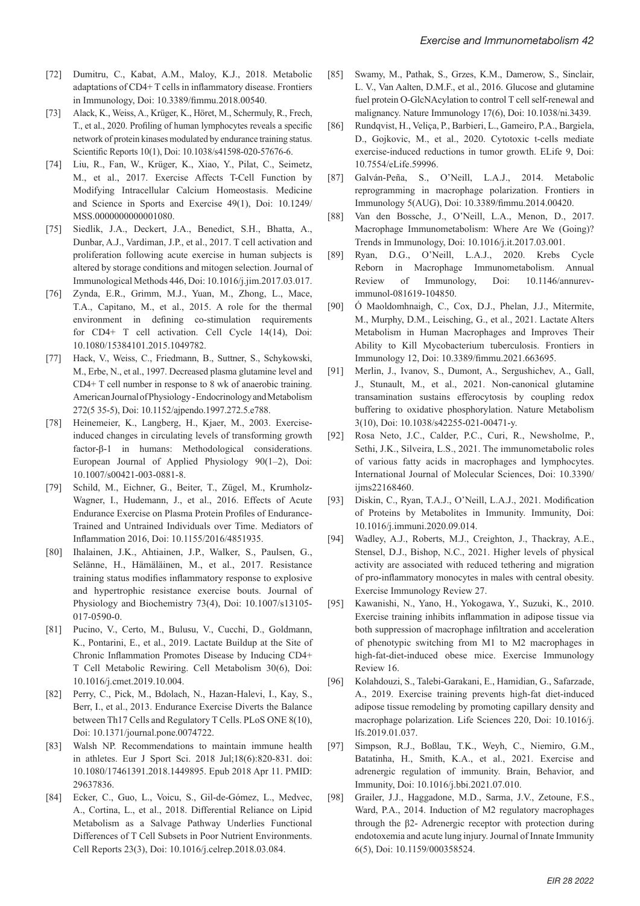[72] Dumitru, C., Kabat, A.M., Maloy, K.J., 2018. Metabolic adaptations of CD4+ T cells in inflammatory disease. Frontiers in Immunology, Doi: 10.3389/fimmu.2018.00540.

[73] Alack, K., Weiss, A., Krüger, K., Höret, M., Schermuly, R., Frech, T., et al., 2020. Profiling of human lymphocytes reveals a specific network of protein kinases modulated by endurance training status. Scientific Reports 10(1), Doi: 10.1038/s41598-020-57676-6.

[74] Liu, R., Fan, W., Krüger, K., Xiao, Y., Pilat, C., Seimetz, M., et al., 2017. Exercise Affects T-Cell Function by Modifying Intracellular Calcium Homeostasis. Medicine and Science in Sports and Exercise 49(1), Doi: 10.1249/ MSS.0000000000001080.

[75] Siedlik, J.A., Deckert, J.A., Benedict, S.H., Bhatta, A., Dunbar, A.J., Vardiman, J.P., et al., 2017. T cell activation and proliferation following acute exercise in human subjects is altered by storage conditions and mitogen selection. Journal of Immunological Methods 446, Doi: 10.1016/j.jim.2017.03.017.

[76] Zynda, E.R., Grimm, M.J., Yuan, M., Zhong, L., Mace, T.A., Capitano, M., et al., 2015. A role for the thermal environment in defining co-stimulation requirements for CD4+ T cell activation. Cell Cycle 14(14), Doi: 10.1080/15384101.2015.1049782.

[77] Hack, V., Weiss, C., Friedmann, B., Suttner, S., Schykowski, M., Erbe, N., et al., 1997. Decreased plasma glutamine level and CD4+ T cell number in response to 8 wk of anaerobic training. American Journal of Physiology - Endocrinology and Metabolism 272(5 35-5), Doi: 10.1152/ajpendo.1997.272.5.e788.

[78] Heinemeier, K., Langberg, H., Kjaer, M., 2003. Exercise-induced changes in circulating levels of transforming growth factor-β-1 in humans: Methodological considerations. European Journal of Applied Physiology 90(1–2), Doi: 10.1007/s00421-003-0881-8.

[79] Schild, M., Eichner, G., Beiter, T., Zügel, M., Krumholz-Wagner, I., Hudemann, J., et al., 2016. Effects of Acute Endurance Exercise on Plasma Protein Profiles of Endurance-Trained and Untrained Individuals over Time. Mediators of Inflammation 2016, Doi: 10.1155/2016/4851935.

[80] Ihalainen, J.K., Ahtiainen, J.P., Walker, S., Paulsen, G., Selänne, H., Hämäläinen, M., et al., 2017. Resistance training status modifies inflammatory response to explosive and hypertrophic resistance exercise bouts. Journal of Physiology and Biochemistry 73(4), Doi: 10.1007/s13105-017-0590-0.

[81] Pucino, V., Certo, M., Bulusu, V., Cucchi, D., Goldmann, K., Pontarini, E., et al., 2019. Lactate Buildup at the Site of Chronic Inflammation Promotes Disease by Inducing CD4+ T Cell Metabolic Rewiring. Cell Metabolism 30(6), Doi: 10.1016/j.cmet.2019.10.004.

[82] Perry, C., Pick, M., Bdolach, N., Hazan-Halevi, I., Kay, S., Berr, I., et al., 2013. Endurance Exercise Diverts the Balance between Th17 Cells and Regulatory T Cells. PLoS ONE 8(10), Doi: 10.1371/journal.pone.0074722.

[83] Walsh NP. Recommendations to maintain immune health in athletes. Eur J Sport Sci. 2018 Jul;18(6):820-831. doi: 10.1080/17461391.2018.1449895. Epub 2018 Apr 11. PMID: 29637836.

[84] Ecker, C., Guo, L., Voicu, S., Gil-de-Gómez, L., Medvec, A., Cortina, L., et al., 2018. Differential Reliance on Lipid Metabolism as a Salvage Pathway Underlies Functional Differences of T Cell Subsets in Poor Nutrient Environments. Cell Reports 23(3), Doi: 10.1016/j.celrep.2018.03.084.

[85] Swamy, M., Pathak, S., Grzes, K.M., Damerow, S., Sinclair, L. V., Van Aalten, D.M.F., et al., 2016. Glucose and glutamine fuel protein O-GlcNAcylation to control T cell self-renewal and malignancy. Nature Immunology 17(6), Doi: 10.1038/ni.3439.

[86] Rundqvist, H., Veliça, P., Barbieri, L., Gameiro, P.A., Bargiela, D., Gojkovic, M., et al., 2020. Cytotoxic t-cells mediate exercise-induced reductions in tumor growth. ELife 9, Doi: 10.7554/eLife.59996.

[87] Galván-Peña, S., O'Neill, L.A.J., 2014. Metabolic reprogramming in macrophage polarization. Frontiers in Immunology 5(AUG), Doi: 10.3389/fimmu.2014.00420.

[88] Van den Bossche, J., O'Neill, L.A., Menon, D., 2017. Macrophage Immunometabolism: Where Are We (Going)? Trends in Immunology, Doi: 10.1016/j.it.2017.03.001.

[89] Ryan, D.G., O'Neill, L.A.J., 2020. Krebs Cycle Reborn in Macrophage Immunometabolism. Annual Review of Immunology, Doi: 10.1146/annurev-immunol-081619-104850.

[90] Ó Maoldomhnaigh, C., Cox, D.J., Phelan, J.J., Mitermite, M., Murphy, D.M., Leisching, G., et al., 2021. Lactate Alters Metabolism in Human Macrophages and Improves Their Ability to Kill Mycobacterium tuberculosis. Frontiers in Immunology 12, Doi: 10.3389/fimmu.2021.663695.

[91] Merlin, J., Ivanov, S., Dumont, A., Sergushichev, A., Gall, J., Stunault, M., et al., 2021. Non-canonical glutamine transamination sustains efferocytosis by coupling redox buffering to oxidative phosphorylation. Nature Metabolism 3(10), Doi: 10.1038/s42255-021-00471-y.

[92] Rosa Neto, J.C., Calder, P.C., Curi, R., Newsholme, P., Sethi, J.K., Silveira, L.S., 2021. The immunometabolic roles of various fatty acids in macrophages and lymphocytes. International Journal of Molecular Sciences, Doi: 10.3390/ ijms22168460.

[93] Diskin, C., Ryan, T.A.J., O'Neill, L.A.J., 2021. Modification of Proteins by Metabolites in Immunity. Immunity, Doi: 10.1016/j.immuni.2020.09.014.

[94] Wadley, A.J., Roberts, M.J., Creighton, J., Thackray, A.E., Stensel, D.J., Bishop, N.C., 2021. Higher levels of physical activity are associated with reduced tethering and migration of pro-inflammatory monocytes in males with central obesity. Exercise Immunology Review 27.

[95] Kawanishi, N., Yano, H., Yokogawa, Y., Suzuki, K., 2010. Exercise training inhibits inflammation in adipose tissue via both suppression of macrophage infiltration and acceleration of phenotypic switching from M1 to M2 macrophages in high-fat-diet-induced obese mice. Exercise Immunology Review 16.

[96] Kolahdouzi, S., Talebi-Garakani, E., Hamidian, G., Safarzade, A., 2019. Exercise training prevents high-fat diet-induced adipose tissue remodeling by promoting capillary density and macrophage polarization. Life Sciences 220, Doi: 10.1016/j.lfs.2019.01.037.

[97] Simpson, R.J., Boßlau, T.K., Weyh, C., Niemiro, G.M., Batatinha, H., Smith, K.A., et al., 2021. Exercise and adrenergic regulation of immunity. Brain, Behavior, and Immunity, Doi: 10.1016/j.bbi.2021.07.010.

[98] Grailer, J.J., Haggadone, M.D., Sarma, J.V., Zetoune, F.S., Ward, P.A., 2014. Induction of M2 regulatory macrophages through the β2- Adrenergic receptor with protection during endotoxemia and acute lung injury. Journal of Innate Immunity 6(5), Doi: 10.1159/000358524.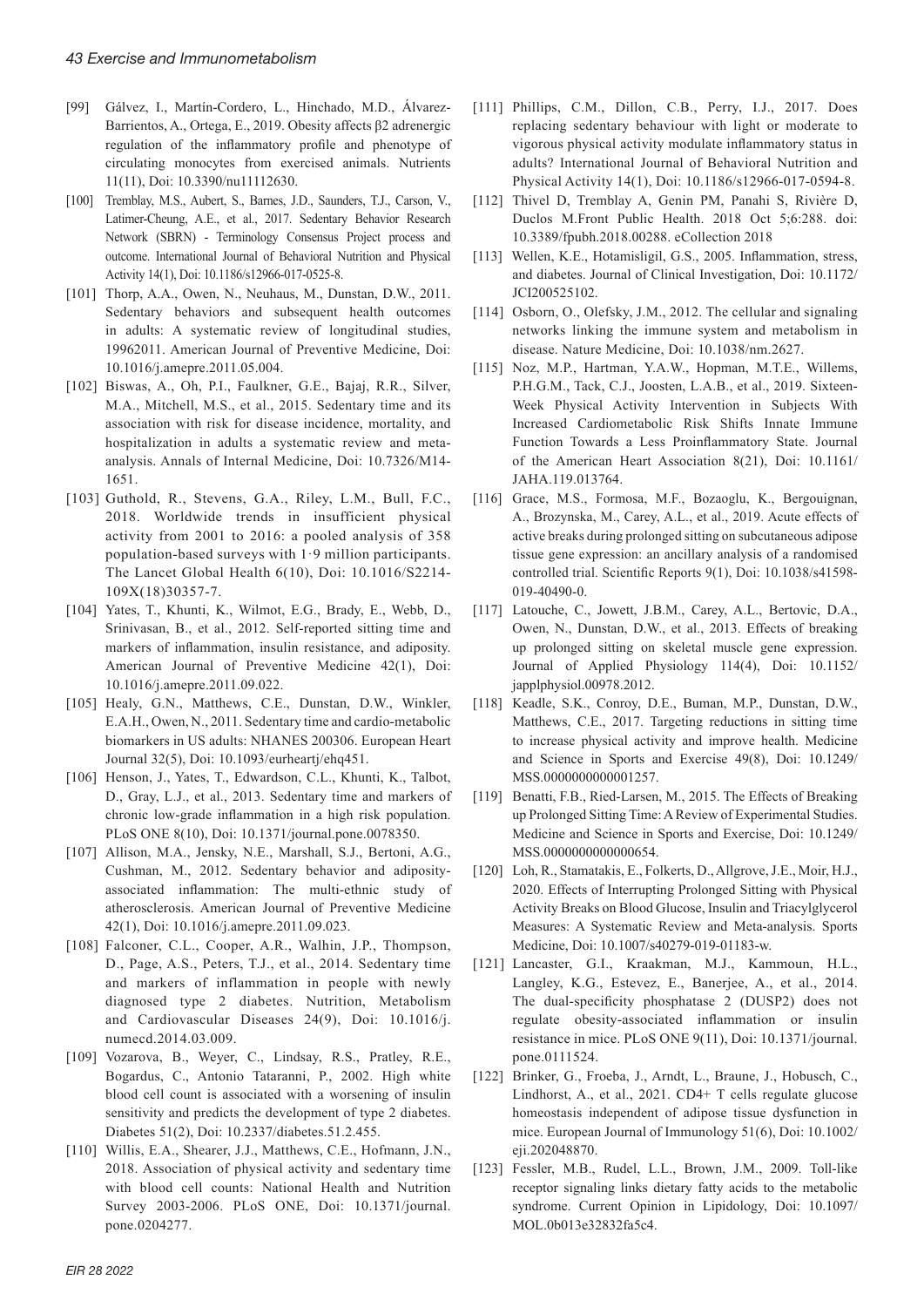[99] Gálvez, I., Martín-Cordero, L., Hinchado, M.D., Álvarez-Barrientos, A., Ortega, E., 2019. Obesity affects β2 adrenergic regulation of the inflammatory profile and phenotype of circulating monocytes from exercised animals. Nutrients 11(11), Doi: 10.3390/nu11112630.

[100] Tremblay, M.S., Aubert, S., Barnes, J.D., Saunders, T.J., Carson, V., Latimer-Cheung, A.E., et al., 2017. Sedentary Behavior Research Network (SBRN) - Terminology Consensus Project process and outcome. International Journal of Behavioral Nutrition and Physical Activity 14(1), Doi: 10.1186/s12966-017-0525-8.

[101] Thorp, A.A., Owen, N., Neuhaus, M., Dunstan, D.W., 2011. Sedentary behaviors and subsequent health outcomes in adults: A systematic review of longitudinal studies, 19962011. American Journal of Preventive Medicine, Doi: 10.1016/j.amepre.2011.05.004.

[102] Biswas, A., Oh, P.I., Faulkner, G.E., Bajaj, R.R., Silver, M.A., Mitchell, M.S., et al., 2015. Sedentary time and its association with risk for disease incidence, mortality, and hospitalization in adults a systematic review and meta-analysis. Annals of Internal Medicine, Doi: 10.7326/M14-1651.

[103] Guthold, R., Stevens, G.A., Riley, L.M., Bull, F.C., 2018. Worldwide trends in insufficient physical activity from 2001 to 2016: a pooled analysis of 358 population-based surveys with 1·9 million participants. The Lancet Global Health 6(10), Doi: 10.1016/S2214-109X(18)30357-7.

[104] Yates, T., Khunti, K., Wilmot, E.G., Brady, E., Webb, D., Srinivasan, B., et al., 2012. Self-reported sitting time and markers of inflammation, insulin resistance, and adiposity. American Journal of Preventive Medicine 42(1), Doi: 10.1016/j.amepre.2011.09.022.

[105] Healy, G.N., Matthews, C.E., Dunstan, D.W., Winkler, E.A.H., Owen, N., 2011. Sedentary time and cardio-metabolic biomarkers in US adults: NHANES 200306. European Heart Journal 32(5), Doi: 10.1093/eurheartj/ehq451.

[106] Henson, J., Yates, T., Edwardson, C.L., Khunti, K., Talbot, D., Gray, L.J., et al., 2013. Sedentary time and markers of chronic low-grade inflammation in a high risk population. PLoS ONE 8(10), Doi: 10.1371/journal.pone.0078350.

[107] Allison, M.A., Jensky, N.E., Marshall, S.J., Bertoni, A.G., Cushman, M., 2012. Sedentary behavior and adiposity-associated inflammation: The multi-ethnic study of atherosclerosis. American Journal of Preventive Medicine 42(1), Doi: 10.1016/j.amepre.2011.09.023.

[108] Falconer, C.L., Cooper, A.R., Walhin, J.P., Thompson, D., Page, A.S., Peters, T.J., et al., 2014. Sedentary time and markers of inflammation in people with newly diagnosed type 2 diabetes. Nutrition, Metabolism and Cardiovascular Diseases 24(9), Doi: 10.1016/j.numecd.2014.03.009.

[109] Vozarova, B., Weyer, C., Lindsay, R.S., Pratley, R.E., Bogardus, C., Antonio Tataranni, P., 2002. High white blood cell count is associated with a worsening of insulin sensitivity and predicts the development of type 2 diabetes. Diabetes 51(2), Doi: 10.2337/diabetes.51.2.455.

[110] Willis, E.A., Shearer, J.J., Matthews, C.E., Hofmann, J.N., 2018. Association of physical activity and sedentary time with blood cell counts: National Health and Nutrition Survey 2003-2006. PLoS ONE, Doi: 10.1371/journal.pone.0204277.

[111] Phillips, C.M., Dillon, C.B., Perry, I.J., 2017. Does replacing sedentary behaviour with light or moderate to vigorous physical activity modulate inflammatory status in adults? International Journal of Behavioral Nutrition and Physical Activity 14(1), Doi: 10.1186/s12966-017-0594-8.

[112] Thivel D, Tremblay A, Genin PM, Panahi S, Rivière D, Duclos M.Front Public Health. 2018 Oct 5;6:288. doi: 10.3389/fpubh.2018.00288. eCollection 2018

[113] Wellen, K.E., Hotamisligil, G.S., 2005. Inflammation, stress, and diabetes. Journal of Clinical Investigation, Doi: 10.1172/JCI200525102.

[114] Osborn, O., Olefsky, J.M., 2012. The cellular and signaling networks linking the immune system and metabolism in disease. Nature Medicine, Doi: 10.1038/nm.2627.

[115] Noz, M.P., Hartman, Y.A.W., Hopman, M.T.E., Willems, P.H.G.M., Tack, C.J., Joosten, L.A.B., et al., 2019. Sixteen-Week Physical Activity Intervention in Subjects With Increased Cardiometabolic Risk Shifts Innate Immune Function Towards a Less Proinflammatory State. Journal of the American Heart Association 8(21), Doi: 10.1161/JAHA.119.013764.

[116] Grace, M.S., Formosa, M.F., Bozaoglu, K., Bergouignan, A., Brozynska, M., Carey, A.L., et al., 2019. Acute effects of active breaks during prolonged sitting on subcutaneous adipose tissue gene expression: an ancillary analysis of a randomised controlled trial. Scientific Reports 9(1), Doi: 10.1038/s41598-019-40490-0.

[117] Latouche, C., Jowett, J.B.M., Carey, A.L., Bertovic, D.A., Owen, N., Dunstan, D.W., et al., 2013. Effects of breaking up prolonged sitting on skeletal muscle gene expression. Journal of Applied Physiology 114(4), Doi: 10.1152/japplphysiol.00978.2012.

[118] Keadle, S.K., Conroy, D.E., Buman, M.P., Dunstan, D.W., Matthews, C.E., 2017. Targeting reductions in sitting time to increase physical activity and improve health. Medicine and Science in Sports and Exercise 49(8), Doi: 10.1249/MSS.0000000000001257.

[119] Benatti, F.B., Ried-Larsen, M., 2015. The Effects of Breaking up Prolonged Sitting Time: A Review of Experimental Studies. Medicine and Science in Sports and Exercise, Doi: 10.1249/MSS.0000000000000654.

[120] Loh, R., Stamatakis, E., Folkerts, D., Allgrove, J.E., Moir, H.J., 2020. Effects of Interrupting Prolonged Sitting with Physical Activity Breaks on Blood Glucose, Insulin and Triacylglycerol Measures: A Systematic Review and Meta-analysis. Sports Medicine, Doi: 10.1007/s40279-019-01183-w.

[121] Lancaster, G.I., Kraakman, M.J., Kammoun, H.L., Langley, K.G., Estevez, E., Banerjee, A., et al., 2014. The dual-specificity phosphatase 2 (DUSP2) does not regulate obesity-associated inflammation or insulin resistance in mice. PLoS ONE 9(11), Doi: 10.1371/journal.pone.0111524.

[122] Brinker, G., Froeba, J., Arndt, L., Braune, J., Hobusch, C., Lindhorst, A., et al., 2021. CD4+ T cells regulate glucose homeostasis independent of adipose tissue dysfunction in mice. European Journal of Immunology 51(6), Doi: 10.1002/eji.202048870.

[123] Fessler, M.B., Rudel, L.L., Brown, J.M., 2009. Toll-like receptor signaling links dietary fatty acids to the metabolic syndrome. Current Opinion in Lipidology, Doi: 10.1097/MOL.0b013e32832fa5c4.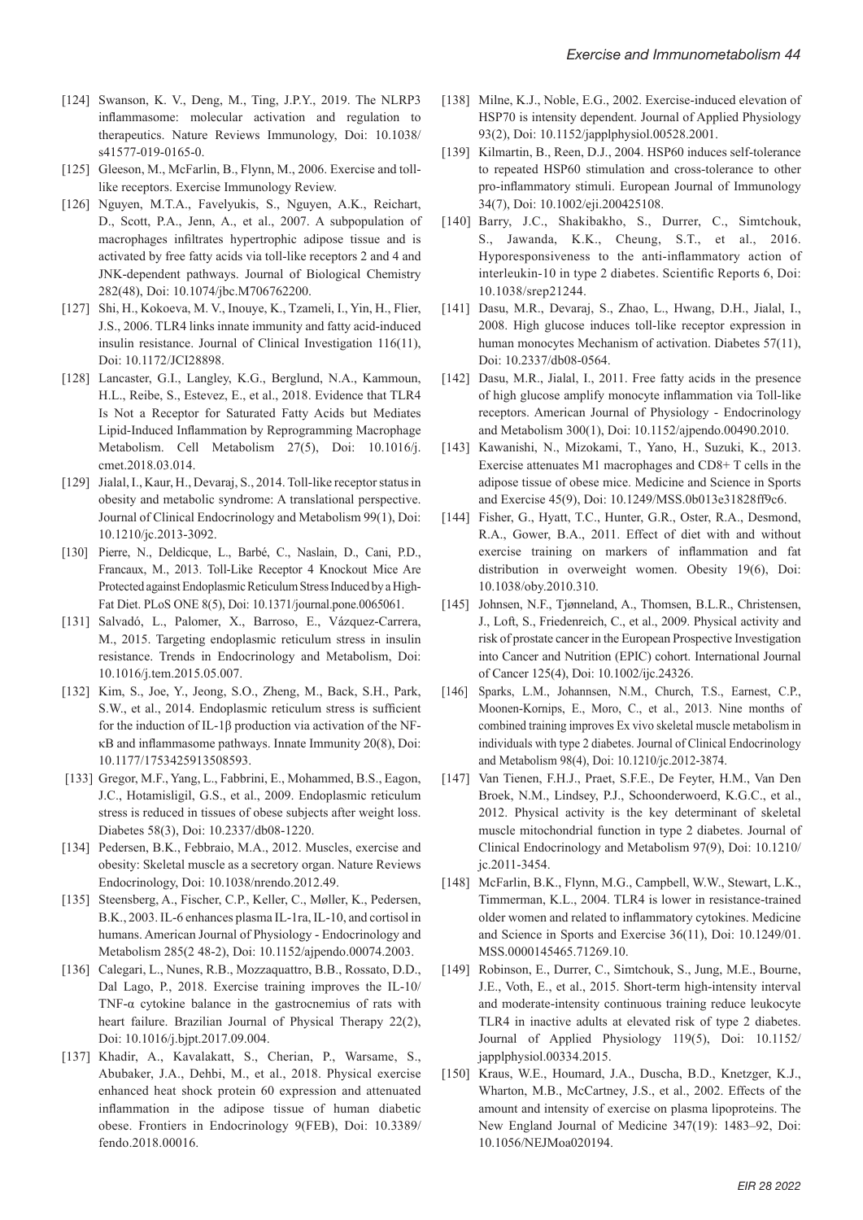[124] Swanson, K. V., Deng, M., Ting, J.P.Y., 2019. The NLRP3 inflammasome: molecular activation and regulation to therapeutics. Nature Reviews Immunology, Doi: 10.1038/s41577-019-0165-0.

[125] Gleeson, M., McFarlin, B., Flynn, M., 2006. Exercise and toll-like receptors. Exercise Immunology Review.

[126] Nguyen, M.T.A., Favelyukis, S., Nguyen, A.K., Reichart, D., Scott, P.A., Jenn, A., et al., 2007. A subpopulation of macrophages infiltrates hypertrophic adipose tissue and is activated by free fatty acids via toll-like receptors 2 and 4 and JNK-dependent pathways. Journal of Biological Chemistry 282(48), Doi: 10.1074/jbc.M706762200.

[127] Shi, H., Kokoeva, M. V., Inouye, K., Tzameli, I., Yin, H., Flier, J.S., 2006. TLR4 links innate immunity and fatty acid-induced insulin resistance. Journal of Clinical Investigation 116(11), Doi: 10.1172/JCI28898.

[128] Lancaster, G.I., Langley, K.G., Berglund, N.A., Kammoun, H.L., Reibe, S., Estevez, E., et al., 2018. Evidence that TLR4 Is Not a Receptor for Saturated Fatty Acids but Mediates Lipid-Induced Inflammation by Reprogramming Macrophage Metabolism. Cell Metabolism 27(5), Doi: 10.1016/j.cmet.2018.03.014.

[129] Jialal, I., Kaur, H., Devaraj, S., 2014. Toll-like receptor status in obesity and metabolic syndrome: A translational perspective. Journal of Clinical Endocrinology and Metabolism 99(1), Doi: 10.1210/jc.2013-3092.

[130] Pierre, N., Deldicque, L., Barbé, C., Naslain, D., Cani, P.D., Francaux, M., 2013. Toll-Like Receptor 4 Knockout Mice Are Protected against Endoplasmic Reticulum Stress Induced by a High-Fat Diet. PLoS ONE 8(5), Doi: 10.1371/journal.pone.0065061.

[131] Salvadó, L., Palomer, X., Barroso, E., Vázquez-Carrera, M., 2015. Targeting endoplasmic reticulum stress in insulin resistance. Trends in Endocrinology and Metabolism, Doi: 10.1016/j.tem.2015.05.007.

[132] Kim, S., Joe, Y., Jeong, S.O., Zheng, M., Back, S.H., Park, S.W., et al., 2014. Endoplasmic reticulum stress is sufficient for the induction of IL-1β production via activation of the NF-κB and inflammasome pathways. Innate Immunity 20(8), Doi: 10.1177/1753425913508593.

[133] Gregor, M.F., Yang, L., Fabbrini, E., Mohammed, B.S., Eagon, J.C., Hotamisligil, G.S., et al., 2009. Endoplasmic reticulum stress is reduced in tissues of obese subjects after weight loss. Diabetes 58(3), Doi: 10.2337/db08-1220.

[134] Pedersen, B.K., Febbraio, M.A., 2012. Muscles, exercise and obesity: Skeletal muscle as a secretory organ. Nature Reviews Endocrinology, Doi: 10.1038/nrendo.2012.49.

[135] Steensberg, A., Fischer, C.P., Keller, C., Møller, K., Pedersen, B.K., 2003. IL-6 enhances plasma IL-1ra, IL-10, and cortisol in humans. American Journal of Physiology - Endocrinology and Metabolism 285(2 48-2), Doi: 10.1152/ajpendo.00074.2003.

[136] Calegari, L., Nunes, R.B., Mozzaquattro, B.B., Rossato, D.D., Dal Lago, P., 2018. Exercise training improves the IL-10/TNF-α cytokine balance in the gastrocnemius of rats with heart failure. Brazilian Journal of Physical Therapy 22(2), Doi: 10.1016/j.bjpt.2017.09.004.

[137] Khadir, A., Kavalakatt, S., Cherian, P., Warsame, S., Abubaker, J.A., Dehbi, M., et al., 2018. Physical exercise enhanced heat shock protein 60 expression and attenuated inflammation in the adipose tissue of human diabetic obese. Frontiers in Endocrinology 9(FEB), Doi: 10.3389/fendo.2018.00016.

[138] Milne, K.J., Noble, E.G., 2002. Exercise-induced elevation of HSP70 is intensity dependent. Journal of Applied Physiology 93(2), Doi: 10.1152/japplphysiol.00528.2001.

[139] Kilmartin, B., Reen, D.J., 2004. HSP60 induces self-tolerance to repeated HSP60 stimulation and cross-tolerance to other pro-inflammatory stimuli. European Journal of Immunology 34(7), Doi: 10.1002/eji.200425108.

[140] Barry, J.C., Shakibakho, S., Durrer, C., Simtchouk, S., Jawanda, K.K., Cheung, S.T., et al., 2016. Hyporesponsiveness to the anti-inflammatory action of interleukin-10 in type 2 diabetes. Scientific Reports 6, Doi: 10.1038/srep21244.

[141] Dasu, M.R., Devaraj, S., Zhao, L., Hwang, D.H., Jialal, I., 2008. High glucose induces toll-like receptor expression in human monocytes Mechanism of activation. Diabetes 57(11), Doi: 10.2337/db08-0564.

[142] Dasu, M.R., Jialal, I., 2011. Free fatty acids in the presence of high glucose amplify monocyte inflammation via Toll-like receptors. American Journal of Physiology - Endocrinology and Metabolism 300(1), Doi: 10.1152/ajpendo.00490.2010.

[143] Kawanishi, N., Mizokami, T., Yano, H., Suzuki, K., 2013. Exercise attenuates M1 macrophages and CD8+ T cells in the adipose tissue of obese mice. Medicine and Science in Sports and Exercise 45(9), Doi: 10.1249/MSS.0b013e31828ff9c6.

[144] Fisher, G., Hyatt, T.C., Hunter, G.R., Oster, R.A., Desmond, R.A., Gower, B.A., 2011. Effect of diet with and without exercise training on markers of inflammation and fat distribution in overweight women. Obesity 19(6), Doi: 10.1038/oby.2010.310.

[145] Johnsen, N.F., Tjønneland, A., Thomsen, B.L.R., Christensen, J., Loft, S., Friedenreich, C., et al., 2009. Physical activity and risk of prostate cancer in the European Prospective Investigation into Cancer and Nutrition (EPIC) cohort. International Journal of Cancer 125(4), Doi: 10.1002/ijc.24326.

[146] Sparks, L.M., Johannsen, N.M., Church, T.S., Earnest, C.P., Moonen-Kornips, E., Moro, C., et al., 2013. Nine months of combined training improves Ex vivo skeletal muscle metabolism in individuals with type 2 diabetes. Journal of Clinical Endocrinology and Metabolism 98(4), Doi: 10.1210/jc.2012-3874.

[147] Van Tienen, F.H.J., Praet, S.F.E., De Feyter, H.M., Van Den Broek, N.M., Lindsey, P.J., Schoonderwoerd, K.G.C., et al., 2012. Physical activity is the key determinant of skeletal muscle mitochondrial function in type 2 diabetes. Journal of Clinical Endocrinology and Metabolism 97(9), Doi: 10.1210/jc.2011-3454.

[148] McFarlin, B.K., Flynn, M.G., Campbell, W.W., Stewart, L.K., Timmerman, K.L., 2004. TLR4 is lower in resistance-trained older women and related to inflammatory cytokines. Medicine and Science in Sports and Exercise 36(11), Doi: 10.1249/01.MSS.0000145465.71269.10.

[149] Robinson, E., Durrer, C., Simtchouk, S., Jung, M.E., Bourne, J.E., Voth, E., et al., 2015. Short-term high-intensity interval and moderate-intensity continuous training reduce leukocyte TLR4 in inactive adults at elevated risk of type 2 diabetes. Journal of Applied Physiology 119(5), Doi: 10.1152/japplphysiol.00334.2015.

[150] Kraus, W.E., Houmard, J.A., Duscha, B.D., Knetzger, K.J., Wharton, M.B., McCartney, J.S., et al., 2002. Effects of the amount and intensity of exercise on plasma lipoproteins. The New England Journal of Medicine 347(19): 1483–92, Doi: 10.1056/NEJMoa020194.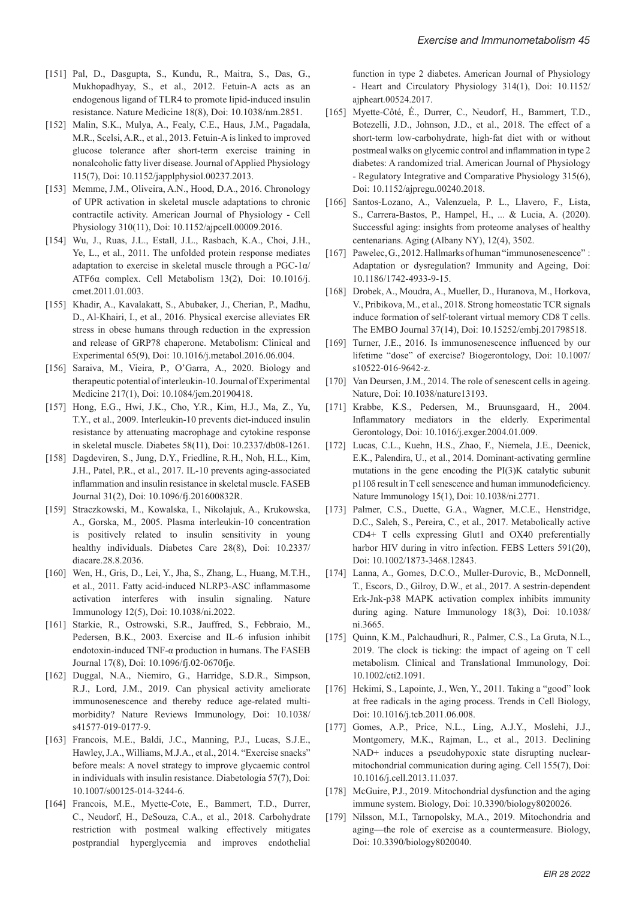[151] Pal, D., Dasgupta, S., Kundu, R., Maitra, S., Das, G., Mukhopadhyay, S., et al., 2012. Fetuin-A acts as an endogenous ligand of TLR4 to promote lipid-induced insulin resistance. Nature Medicine 18(8), Doi: 10.1038/nm.2851.

[152] Malin, S.K., Mulya, A., Fealy, C.E., Haus, J.M., Pagadala, M.R., Scelsi, A.R., et al., 2013. Fetuin-A is linked to improved glucose tolerance after short-term exercise training in nonalcoholic fatty liver disease. Journal of Applied Physiology 115(7), Doi: 10.1152/japplphysiol.00237.2013.

[153] Memme, J.M., Oliveira, A.N., Hood, D.A., 2016. Chronology of UPR activation in skeletal muscle adaptations to chronic contractile activity. American Journal of Physiology - Cell Physiology 310(11), Doi: 10.1152/ajpcell.00009.2016.

[154] Wu, J., Ruas, J.L., Estall, J.L., Rasbach, K.A., Choi, J.H., Ye, L., et al., 2011. The unfolded protein response mediates adaptation to exercise in skeletal muscle through a PGC-1α/ATF6α complex. Cell Metabolism 13(2), Doi: 10.1016/j.cmet.2011.01.003.

[155] Khadir, A., Kavalakatt, S., Abubaker, J., Cherian, P., Madhu, D., Al-Khairi, I., et al., 2016. Physical exercise alleviates ER stress in obese humans through reduction in the expression and release of GRP78 chaperone. Metabolism: Clinical and Experimental 65(9), Doi: 10.1016/j.metabol.2016.06.004.

[156] Saraiva, M., Vieira, P., O'Garra, A., 2020. Biology and therapeutic potential of interleukin-10. Journal of Experimental Medicine 217(1), Doi: 10.1084/jem.20190418.

[157] Hong, E.G., Hwi, J.K., Cho, Y.R., Kim, H.J., Ma, Z., Yu, T.Y., et al., 2009. Interleukin-10 prevents diet-induced insulin resistance by attenuating macrophage and cytokine response in skeletal muscle. Diabetes 58(11), Doi: 10.2337/db08-1261.

[158] Dagdeviren, S., Jung, D.Y., Friedline, R.H., Noh, H.L., Kim, J.H., Patel, P.R., et al., 2017. IL-10 prevents aging-associated inflammation and insulin resistance in skeletal muscle. FASEB Journal 31(2), Doi: 10.1096/fj.201600832R.

[159] Straczkowski, M., Kowalska, I., Nikolajuk, A., Krukowska, A., Gorska, M., 2005. Plasma interleukin-10 concentration is positively related to insulin sensitivity in young healthy individuals. Diabetes Care 28(8), Doi: 10.2337/diacare.28.8.2036.

[160] Wen, H., Gris, D., Lei, Y., Jha, S., Zhang, L., Huang, M.T.H., et al., 2011. Fatty acid-induced NLRP3-ASC inflammasome activation interferes with insulin signaling. Nature Immunology 12(5), Doi: 10.1038/ni.2022.

[161] Starkie, R., Ostrowski, S.R., Jauffred, S., Febbraio, M., Pedersen, B.K., 2003. Exercise and IL-6 infusion inhibit endotoxin-induced TNF-α production in humans. The FASEB Journal 17(8), Doi: 10.1096/fj.02-0670fje.

[162] Duggal, N.A., Niemiro, G., Harridge, S.D.R., Simpson, R.J., Lord, J.M., 2019. Can physical activity ameliorate immunosenescence and thereby reduce age-related multi-morbidity? Nature Reviews Immunology, Doi: 10.1038/s41577-019-0177-9.

[163] Francois, M.E., Baldi, J.C., Manning, P.J., Lucas, S.J.E., Hawley, J.A., Williams, M.J.A., et al., 2014. "Exercise snacks" before meals: A novel strategy to improve glycaemic control in individuals with insulin resistance. Diabetologia 57(7), Doi: 10.1007/s00125-014-3244-6.

[164] Francois, M.E., Myette-Cote, E., Bammert, T.D., Durrer, C., Neudorf, H., DeSouza, C.A., et al., 2018. Carbohydrate restriction with postmeal walking effectively mitigates postprandial hyperglycemia and improves endothelial function in type 2 diabetes. American Journal of Physiology - Heart and Circulatory Physiology 314(1), Doi: 10.1152/ajpheart.00524.2017.

[165] Myette-Côté, É., Durrer, C., Neudorf, H., Bammert, T.D., Botezelli, J.D., Johnson, J.D., et al., 2018. The effect of a short-term low-carbohydrate, high-fat diet with or without postmeal walks on glycemic control and inflammation in type 2 diabetes: A randomized trial. American Journal of Physiology - Regulatory Integrative and Comparative Physiology 315(6), Doi: 10.1152/ajpregu.00240.2018.

[166] Santos-Lozano, A., Valenzuela, P. L., Llavero, F., Lista, S., Carrera-Bastos, P., Hampel, H., ... & Lucia, A. (2020). Successful aging: insights from proteome analyses of healthy centenarians. Aging (Albany NY), 12(4), 3502.

[167] Pawelec, G., 2012. Hallmarks of human "immunosenescence" : Adaptation or dysregulation? Immunity and Ageing, Doi: 10.1186/1742-4933-9-15.

[168] Drobek, A., Moudra, A., Mueller, D., Huranova, M., Horkova, V., Pribikova, M., et al., 2018. Strong homeostatic TCR signals induce formation of self-tolerant virtual memory CD8 T cells. The EMBO Journal 37(14), Doi: 10.15252/embj.201798518.

[169] Turner, J.E., 2016. Is immunosenescence influenced by our lifetime "dose" of exercise? Biogerontology, Doi: 10.1007/s10522-016-9642-z.

[170] Van Deursen, J.M., 2014. The role of senescent cells in ageing. Nature, Doi: 10.1038/nature13193.

[171] Krabbe, K.S., Pedersen, M., Bruunsgaard, H., 2004. Inflammatory mediators in the elderly. Experimental Gerontology, Doi: 10.1016/j.exger.2004.01.009.

[172] Lucas, C.L., Kuehn, H.S., Zhao, F., Niemela, J.E., Deenick, E.K., Palendira, U., et al., 2014. Dominant-activating germline mutations in the gene encoding the PI(3)K catalytic subunit p110δ result in T cell senescence and human immunodeficiency. Nature Immunology 15(1), Doi: 10.1038/ni.2771.

[173] Palmer, C.S., Duette, G.A., Wagner, M.C.E., Henstridge, D.C., Saleh, S., Pereira, C., et al., 2017. Metabolically active CD4+ T cells expressing Glut1 and OX40 preferentially harbor HIV during in vitro infection. FEBS Letters 591(20), Doi: 10.1002/1873-3468.12843.

[174] Lanna, A., Gomes, D.C.O., Muller-Durovic, B., McDonnell, T., Escors, D., Gilroy, D.W., et al., 2017. A sestrin-dependent Erk-Jnk-p38 MAPK activation complex inhibits immunity during aging. Nature Immunology 18(3), Doi: 10.1038/ni.3665.

[175] Quinn, K.M., Palchaudhuri, R., Palmer, C.S., La Gruta, N.L., 2019. The clock is ticking: the impact of ageing on T cell metabolism. Clinical and Translational Immunology, Doi: 10.1002/cti2.1091.

[176] Hekimi, S., Lapointe, J., Wen, Y., 2011. Taking a "good" look at free radicals in the aging process. Trends in Cell Biology, Doi: 10.1016/j.tcb.2011.06.008.

[177] Gomes, A.P., Price, N.L., Ling, A.J.Y., Moslehi, J.J., Montgomery, M.K., Rajman, L., et al., 2013. Declining NAD+ induces a pseudohypoxic state disrupting nuclear-mitochondrial communication during aging. Cell 155(7), Doi: 10.1016/j.cell.2013.11.037.

[178] McGuire, P.J., 2019. Mitochondrial dysfunction and the aging immune system. Biology, Doi: 10.3390/biology8020026.

[179] Nilsson, M.I., Tarnopolsky, M.A., 2019. Mitochondria and aging—the role of exercise as a countermeasure. Biology, Doi: 10.3390/biology8020040.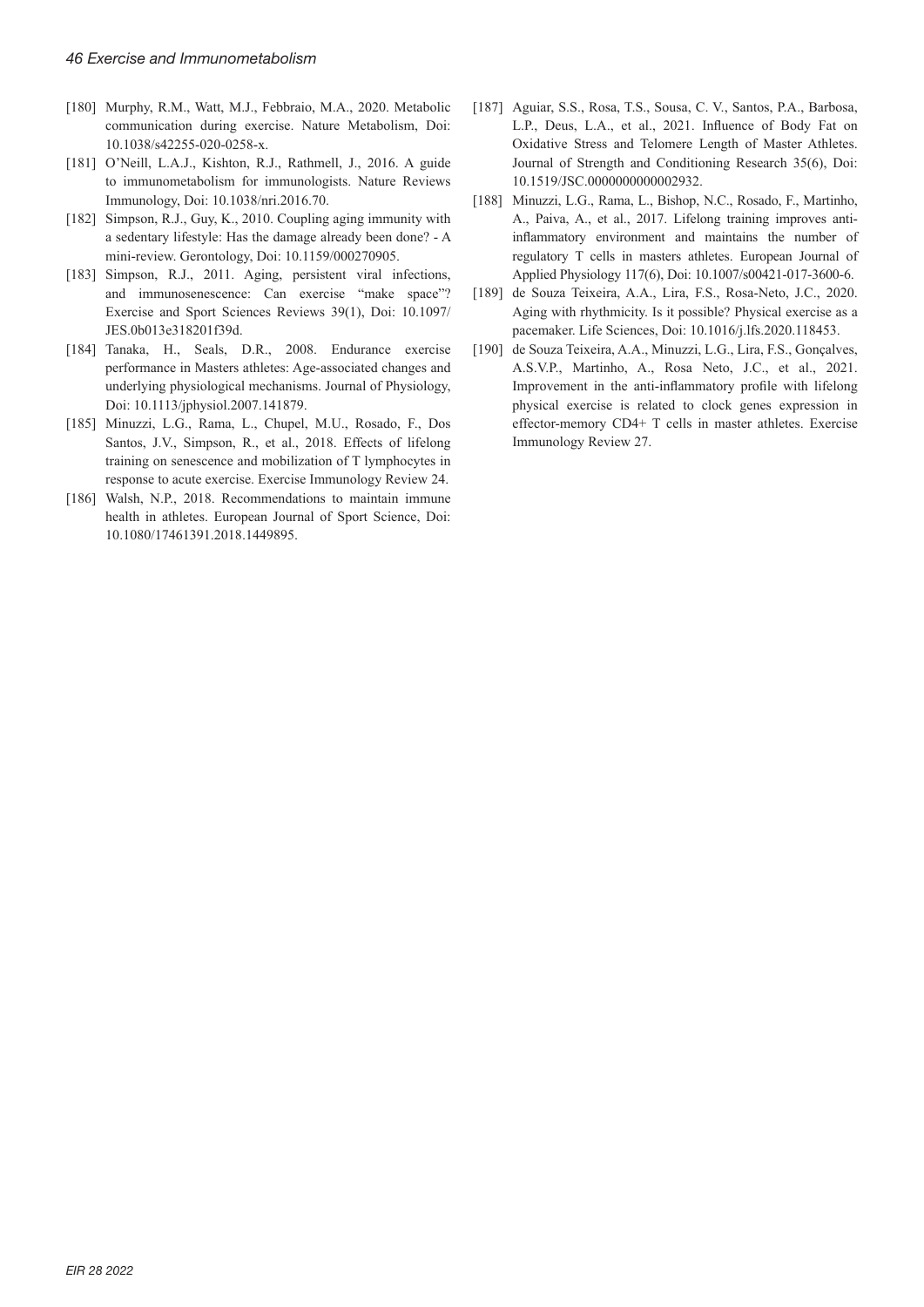[180] Murphy, R.M., Watt, M.J., Febbraio, M.A., 2020. Metabolic communication during exercise. Nature Metabolism, Doi: 10.1038/s42255-020-0258-x.

[181] O'Neill, L.A.J., Kishton, R.J., Rathmell, J., 2016. A guide to immunometabolism for immunologists. Nature Reviews Immunology, Doi: 10.1038/nri.2016.70.

[182] Simpson, R.J., Guy, K., 2010. Coupling aging immunity with a sedentary lifestyle: Has the damage already been done? - A mini-review. Gerontology, Doi: 10.1159/000270905.

[183] Simpson, R.J., 2011. Aging, persistent viral infections, and immunosenescence: Can exercise "make space"? Exercise and Sport Sciences Reviews 39(1), Doi: 10.1097/JES.0b013e318201f39d.

[184] Tanaka, H., Seals, D.R., 2008. Endurance exercise performance in Masters athletes: Age-associated changes and underlying physiological mechanisms. Journal of Physiology, Doi: 10.1113/jphysiol.2007.141879.

[185] Minuzzi, L.G., Rama, L., Chupel, M.U., Rosado, F., Dos Santos, J.V., Simpson, R., et al., 2018. Effects of lifelong training on senescence and mobilization of T lymphocytes in response to acute exercise. Exercise Immunology Review 24.

[186] Walsh, N.P., 2018. Recommendations to maintain immune health in athletes. European Journal of Sport Science, Doi: 10.1080/17461391.2018.1449895.

[187] Aguiar, S.S., Rosa, T.S., Sousa, C. V., Santos, P.A., Barbosa, L.P., Deus, L.A., et al., 2021. Influence of Body Fat on Oxidative Stress and Telomere Length of Master Athletes. Journal of Strength and Conditioning Research 35(6), Doi: 10.1519/JSC.0000000000002932.

[188] Minuzzi, L.G., Rama, L., Bishop, N.C., Rosado, F., Martinho, A., Paiva, A., et al., 2017. Lifelong training improves anti-inflammatory environment and maintains the number of regulatory T cells in masters athletes. European Journal of Applied Physiology 117(6), Doi: 10.1007/s00421-017-3600-6.

[189] de Souza Teixeira, A.A., Lira, F.S., Rosa-Neto, J.C., 2020. Aging with rhythmicity. Is it possible? Physical exercise as a pacemaker. Life Sciences, Doi: 10.1016/j.lfs.2020.118453.

[190] de Souza Teixeira, A.A., Minuzzi, L.G., Lira, F.S., Gonçalves, A.S.V.P., Martinho, A., Rosa Neto, J.C., et al., 2021. Improvement in the anti-inflammatory profile with lifelong physical exercise is related to clock genes expression in effector-memory CD4+ T cells in master athletes. Exercise Immunology Review 27.